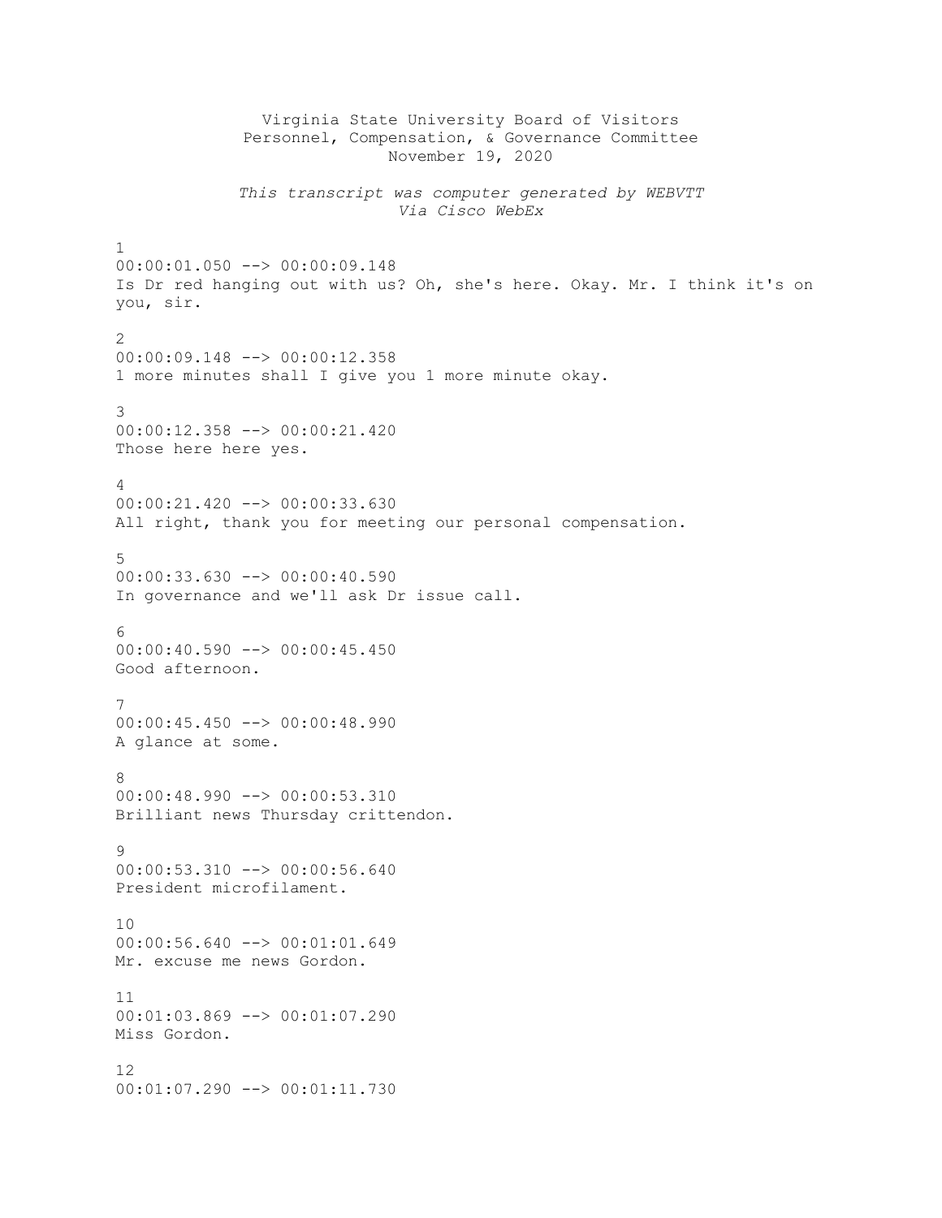Virginia State University Board of Visitors
Personnel, Compensation, & Governance Committee
November 19, 2020

*This transcript was computer generated by WEBVTT Via Cisco WebEx*

1
00:00:01.050 --> 00:00:09.148
Is Dr red hanging out with us? Oh, she's here. Okay. Mr. I think it's on you, sir.

2
00:00:09.148 --> 00:00:12.358
1 more minutes shall I give you 1 more minute okay.

3
00:00:12.358 --> 00:00:21.420
Those here here yes.

4
00:00:21.420 --> 00:00:33.630
All right, thank you for meeting our personal compensation.

5
00:00:33.630 --> 00:00:40.590
In governance and we'll ask Dr issue call.

6
00:00:40.590 --> 00:00:45.450
Good afternoon.

7
00:00:45.450 --> 00:00:48.990
A glance at some.

8
00:00:48.990 --> 00:00:53.310
Brilliant news Thursday crittendon.

9
00:00:53.310 --> 00:00:56.640
President microfilament.

10
00:00:56.640 --> 00:01:01.649
Mr. excuse me news Gordon.

11
00:01:03.869 --> 00:01:07.290
Miss Gordon.

12
00:01:07.290 --> 00:01:11.730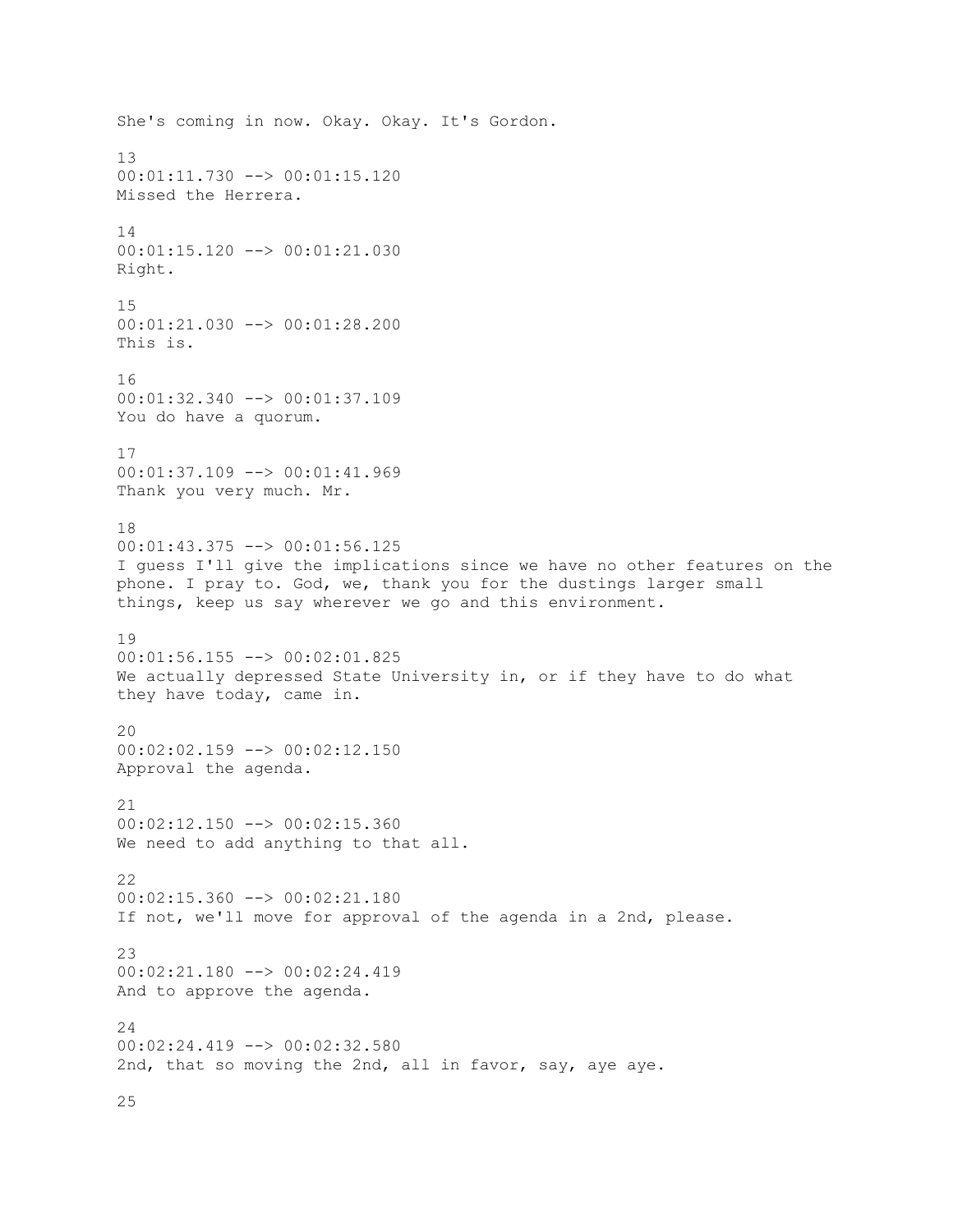She's coming in now. Okay. Okay. It's Gordon.

13
00:01:11.730 --> 00:01:15.120
Missed the Herrera.

14
00:01:15.120 --> 00:01:21.030
Right.

15
00:01:21.030 --> 00:01:28.200
This is.

16
00:01:32.340 --> 00:01:37.109
You do have a quorum.

17
00:01:37.109 --> 00:01:41.969
Thank you very much. Mr.

18
00:01:43.375 --> 00:01:56.125
I guess I'll give the implications since we have no other features on the phone. I pray to. God, we, thank you for the dustings larger small things, keep us say wherever we go and this environment.

19
00:01:56.155 --> 00:02:01.825
We actually depressed State University in, or if they have to do what they have today, came in.

20
00:02:02.159 --> 00:02:12.150
Approval the agenda.

21
00:02:12.150 --> 00:02:15.360
We need to add anything to that all.

22
00:02:15.360 --> 00:02:21.180
If not, we'll move for approval of the agenda in a 2nd, please.

23
00:02:21.180 --> 00:02:24.419
And to approve the agenda.

24
00:02:24.419 --> 00:02:32.580
2nd, that so moving the 2nd, all in favor, say, aye aye.

25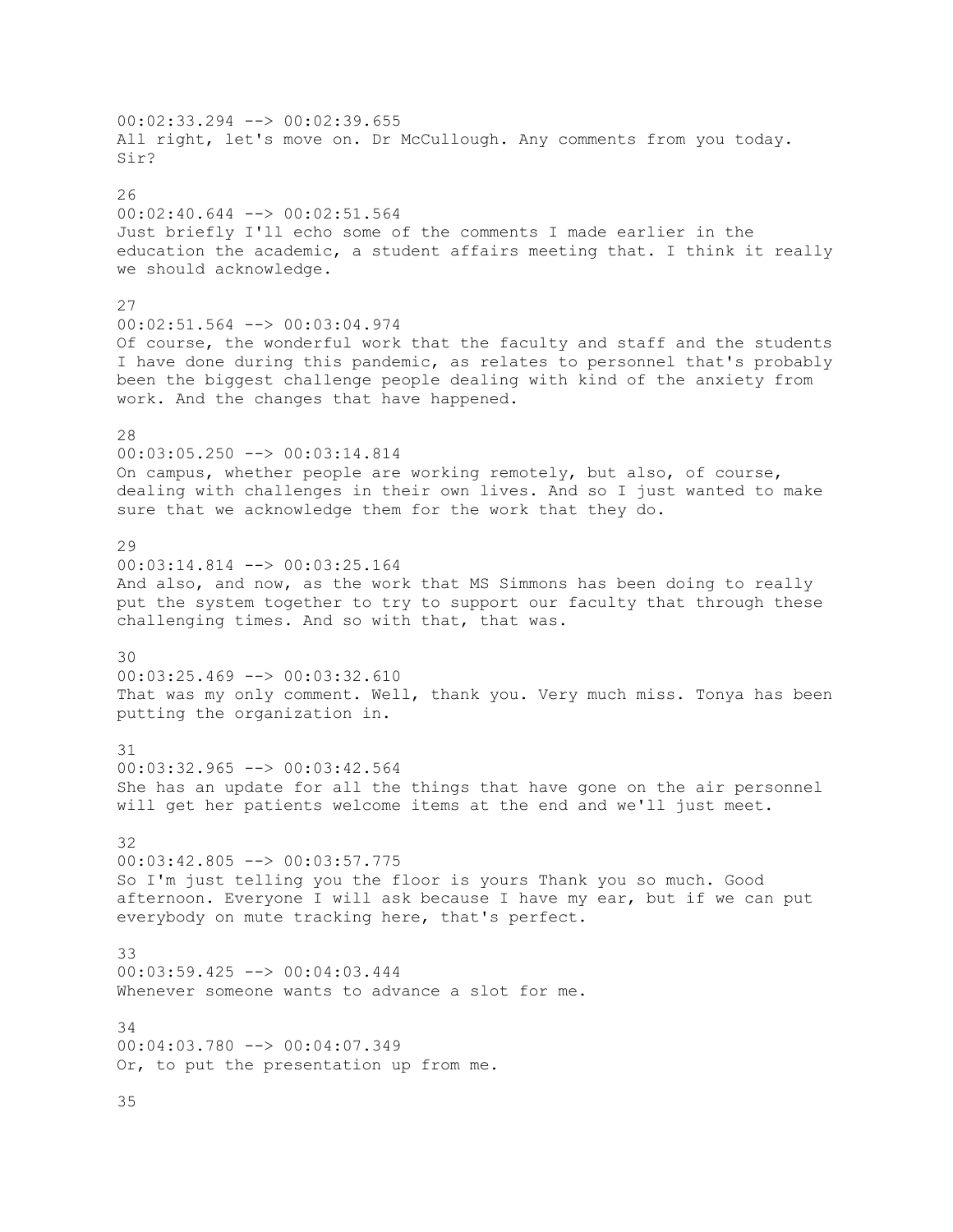00:02:33.294 --> 00:02:39.655
All right, let's move on. Dr McCullough. Any comments from you today. Sir?

26
00:02:40.644 --> 00:02:51.564
Just briefly I'll echo some of the comments I made earlier in the education the academic, a student affairs meeting that. I think it really we should acknowledge.

27
00:02:51.564 --> 00:03:04.974
Of course, the wonderful work that the faculty and staff and the students I have done during this pandemic, as relates to personnel that's probably been the biggest challenge people dealing with kind of the anxiety from work. And the changes that have happened.

28
00:03:05.250 --> 00:03:14.814
On campus, whether people are working remotely, but also, of course, dealing with challenges in their own lives. And so I just wanted to make sure that we acknowledge them for the work that they do.

29
00:03:14.814 --> 00:03:25.164
And also, and now, as the work that MS Simmons has been doing to really put the system together to try to support our faculty that through these challenging times. And so with that, that was.

30
00:03:25.469 --> 00:03:32.610
That was my only comment. Well, thank you. Very much miss. Tonya has been putting the organization in.

31
00:03:32.965 --> 00:03:42.564
She has an update for all the things that have gone on the air personnel will get her patients welcome items at the end and we'll just meet.

32
00:03:42.805 --> 00:03:57.775
So I'm just telling you the floor is yours Thank you so much. Good afternoon. Everyone I will ask because I have my ear, but if we can put everybody on mute tracking here, that's perfect.

33
00:03:59.425 --> 00:04:03.444
Whenever someone wants to advance a slot for me.

34
00:04:03.780 --> 00:04:07.349
Or, to put the presentation up from me.

35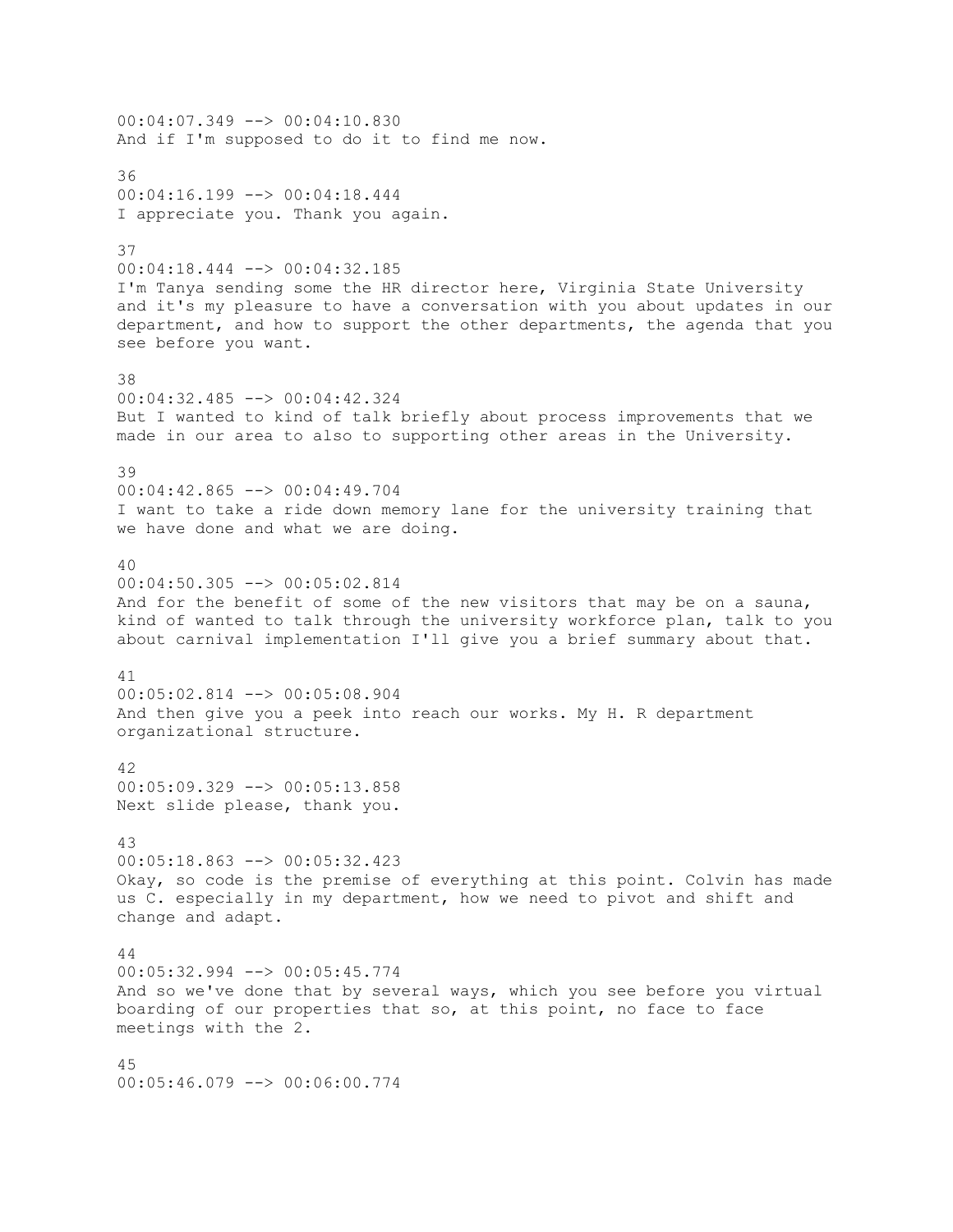00:04:07.349 --> 00:04:10.830
And if I'm supposed to do it to find me now.

36
00:04:16.199 --> 00:04:18.444
I appreciate you. Thank you again.

37
00:04:18.444 --> 00:04:32.185
I'm Tanya sending some the HR director here, Virginia State University and it's my pleasure to have a conversation with you about updates in our department, and how to support the other departments, the agenda that you see before you want.

38
00:04:32.485 --> 00:04:42.324
But I wanted to kind of talk briefly about process improvements that we made in our area to also to supporting other areas in the University.

39
00:04:42.865 --> 00:04:49.704
I want to take a ride down memory lane for the university training that we have done and what we are doing.

40
00:04:50.305 --> 00:05:02.814
And for the benefit of some of the new visitors that may be on a sauna, kind of wanted to talk through the university workforce plan, talk to you about carnival implementation I'll give you a brief summary about that.

41
00:05:02.814 --> 00:05:08.904
And then give you a peek into reach our works. My H. R department organizational structure.

42
00:05:09.329 --> 00:05:13.858
Next slide please, thank you.

43
00:05:18.863 --> 00:05:32.423
Okay, so code is the premise of everything at this point. Colvin has made us C. especially in my department, how we need to pivot and shift and change and adapt.

44
00:05:32.994 --> 00:05:45.774
And so we've done that by several ways, which you see before you virtual boarding of our properties that so, at this point, no face to face meetings with the 2.

45
00:05:46.079 --> 00:06:00.774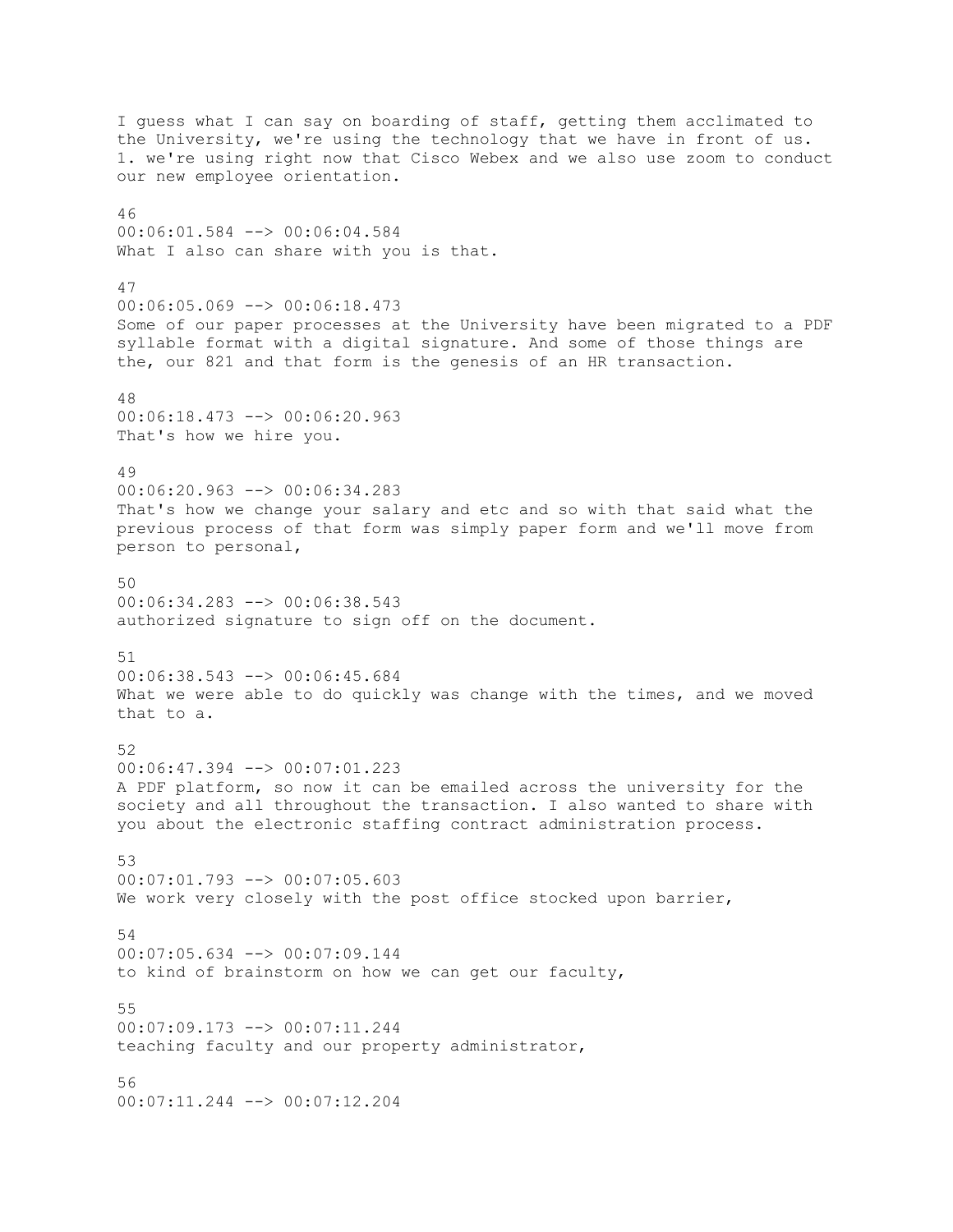I guess what I can say on boarding of staff, getting them acclimated to the University, we're using the technology that we have in front of us. 1. we're using right now that Cisco Webex and we also use zoom to conduct our new employee orientation.

46
00:06:01.584 --> 00:06:04.584
What I also can share with you is that.

47
00:06:05.069 --> 00:06:18.473
Some of our paper processes at the University have been migrated to a PDF syllable format with a digital signature. And some of those things are the, our 821 and that form is the genesis of an HR transaction.

48
00:06:18.473 --> 00:06:20.963
That's how we hire you.

49
00:06:20.963 --> 00:06:34.283
That's how we change your salary and etc and so with that said what the previous process of that form was simply paper form and we'll move from person to personal,

50
00:06:34.283 --> 00:06:38.543
authorized signature to sign off on the document.

51
00:06:38.543 --> 00:06:45.684
What we were able to do quickly was change with the times, and we moved that to a.

52
00:06:47.394 --> 00:07:01.223
A PDF platform, so now it can be emailed across the university for the society and all throughout the transaction. I also wanted to share with you about the electronic staffing contract administration process.

53
00:07:01.793 --> 00:07:05.603
We work very closely with the post office stocked upon barrier,

54
00:07:05.634 --> 00:07:09.144
to kind of brainstorm on how we can get our faculty,

55
00:07:09.173 --> 00:07:11.244
teaching faculty and our property administrator,

56
00:07:11.244 --> 00:07:12.204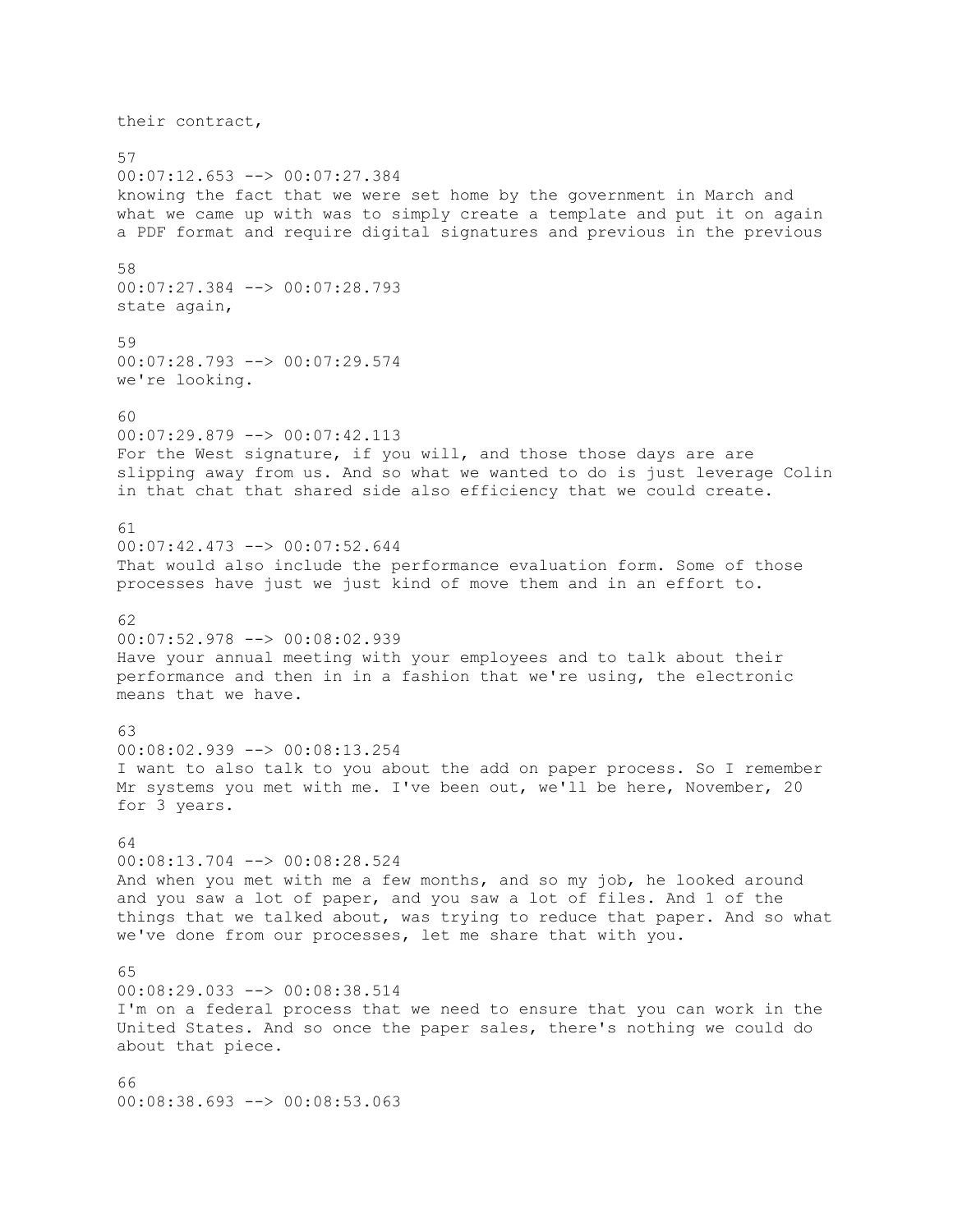their contract,

57
00:07:12.653 --> 00:07:27.384
knowing the fact that we were set home by the government in March and what we came up with was to simply create a template and put it on again a PDF format and require digital signatures and previous in the previous

58
00:07:27.384 --> 00:07:28.793
state again,

59
00:07:28.793 --> 00:07:29.574
we're looking.

60
00:07:29.879 --> 00:07:42.113
For the West signature, if you will, and those those days are are slipping away from us. And so what we wanted to do is just leverage Colin in that chat that shared side also efficiency that we could create.

61
00:07:42.473 --> 00:07:52.644
That would also include the performance evaluation form. Some of those processes have just we just kind of move them and in an effort to.

62
00:07:52.978 --> 00:08:02.939
Have your annual meeting with your employees and to talk about their performance and then in in a fashion that we're using, the electronic means that we have.

63
00:08:02.939 --> 00:08:13.254
I want to also talk to you about the add on paper process. So I remember Mr systems you met with me. I've been out, we'll be here, November, 20 for 3 years.

64
00:08:13.704 --> 00:08:28.524
And when you met with me a few months, and so my job, he looked around and you saw a lot of paper, and you saw a lot of files. And 1 of the things that we talked about, was trying to reduce that paper. And so what we've done from our processes, let me share that with you.

65
00:08:29.033 --> 00:08:38.514
I'm on a federal process that we need to ensure that you can work in the United States. And so once the paper sales, there's nothing we could do about that piece.

66
00:08:38.693 --> 00:08:53.063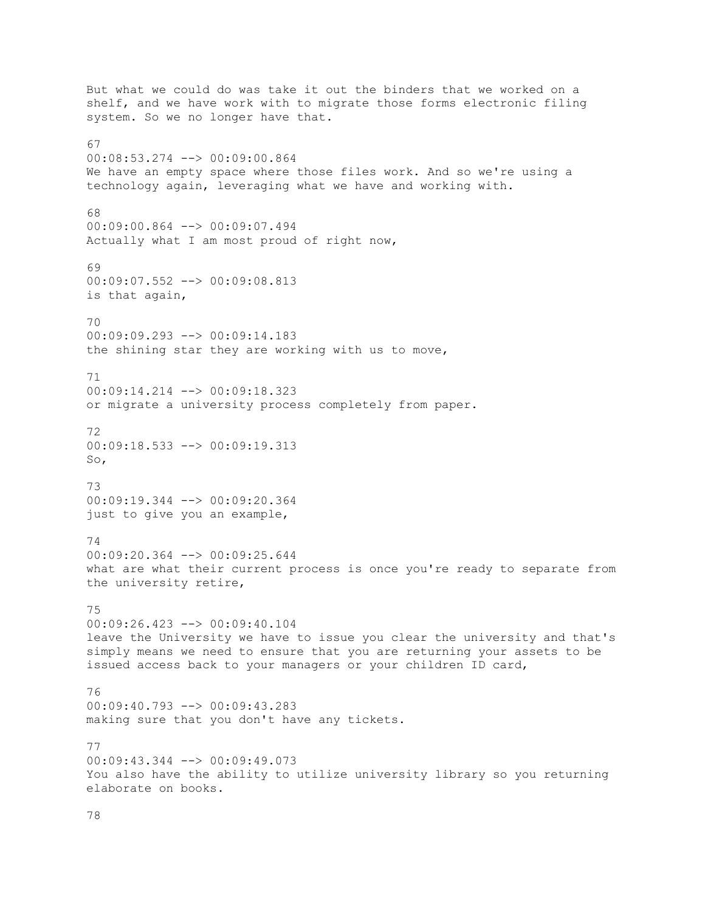But what we could do was take it out the binders that we worked on a shelf, and we have work with to migrate those forms electronic filing system. So we no longer have that.

67
00:08:53.274 --> 00:09:00.864
We have an empty space where those files work. And so we're using a technology again, leveraging what we have and working with.

68
00:09:00.864 --> 00:09:07.494
Actually what I am most proud of right now,

69
00:09:07.552 --> 00:09:08.813
is that again,

70
00:09:09.293 --> 00:09:14.183
the shining star they are working with us to move,

71
00:09:14.214 --> 00:09:18.323
or migrate a university process completely from paper.

72
00:09:18.533 --> 00:09:19.313
So,

73
00:09:19.344 --> 00:09:20.364
just to give you an example,

74
00:09:20.364 --> 00:09:25.644
what are what their current process is once you're ready to separate from the university retire,

75
00:09:26.423 --> 00:09:40.104
leave the University we have to issue you clear the university and that's simply means we need to ensure that you are returning your assets to be issued access back to your managers or your children ID card,

76
00:09:40.793 --> 00:09:43.283
making sure that you don't have any tickets.

77
00:09:43.344 --> 00:09:49.073
You also have the ability to utilize university library so you returning elaborate on books.

78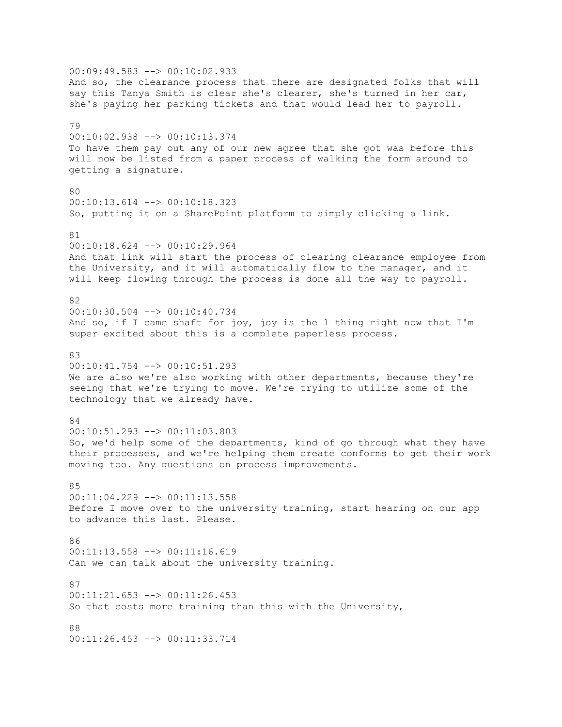00:09:49.583 --> 00:10:02.933
And so, the clearance process that there are designated folks that will say this Tanya Smith is clear she's clearer, she's turned in her car, she's paying her parking tickets and that would lead her to payroll.

79
00:10:02.938 --> 00:10:13.374
To have them pay out any of our new agree that she got was before this will now be listed from a paper process of walking the form around to getting a signature.

80
00:10:13.614 --> 00:10:18.323
So, putting it on a SharePoint platform to simply clicking a link.

81
00:10:18.624 --> 00:10:29.964
And that link will start the process of clearing clearance employee from the University, and it will automatically flow to the manager, and it will keep flowing through the process is done all the way to payroll.

82
00:10:30.504 --> 00:10:40.734
And so, if I came shaft for joy, joy is the 1 thing right now that I'm super excited about this is a complete paperless process.

83
00:10:41.754 --> 00:10:51.293
We are also we're also working with other departments, because they're seeing that we're trying to move. We're trying to utilize some of the technology that we already have.

84
00:10:51.293 --> 00:11:03.803
So, we'd help some of the departments, kind of go through what they have their processes, and we're helping them create conforms to get their work moving too. Any questions on process improvements.

85
00:11:04.229 --> 00:11:13.558
Before I move over to the university training, start hearing on our app to advance this last. Please.

86
00:11:13.558 --> 00:11:16.619
Can we can talk about the university training.

87
00:11:21.653 --> 00:11:26.453
So that costs more training than this with the University,

88
00:11:26.453 --> 00:11:33.714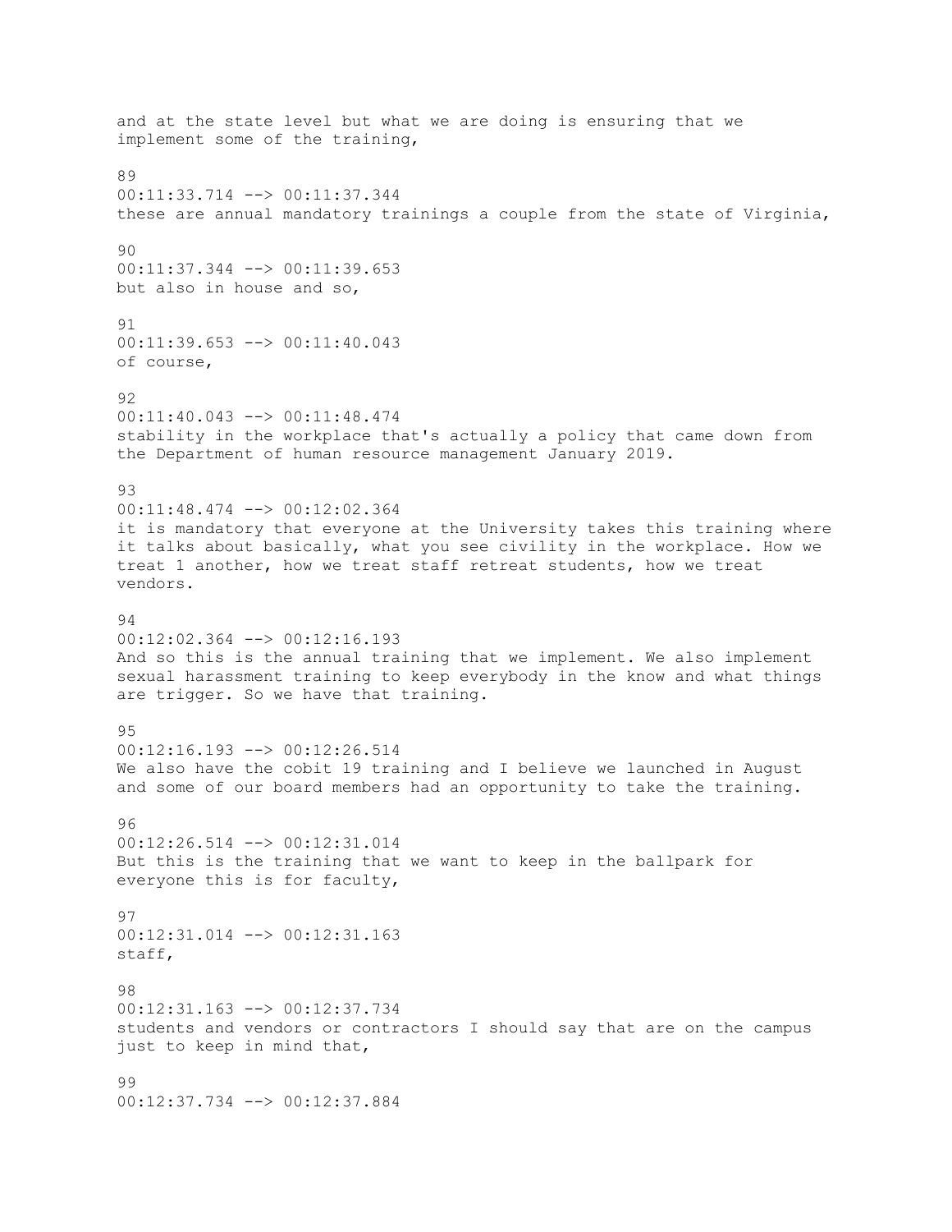and at the state level but what we are doing is ensuring that we implement some of the training,

89
00:11:33.714 --> 00:11:37.344
these are annual mandatory trainings a couple from the state of Virginia,

90
00:11:37.344 --> 00:11:39.653
but also in house and so,

91
00:11:39.653 --> 00:11:40.043
of course,

92
00:11:40.043 --> 00:11:48.474
stability in the workplace that's actually a policy that came down from the Department of human resource management January 2019.

93
00:11:48.474 --> 00:12:02.364
it is mandatory that everyone at the University takes this training where it talks about basically, what you see civility in the workplace. How we treat 1 another, how we treat staff retreat students, how we treat vendors.

94
00:12:02.364 --> 00:12:16.193
And so this is the annual training that we implement. We also implement sexual harassment training to keep everybody in the know and what things are trigger. So we have that training.

95
00:12:16.193 --> 00:12:26.514
We also have the cobit 19 training and I believe we launched in August and some of our board members had an opportunity to take the training.

96
00:12:26.514 --> 00:12:31.014
But this is the training that we want to keep in the ballpark for everyone this is for faculty,

97
00:12:31.014 --> 00:12:31.163
staff,

98
00:12:31.163 --> 00:12:37.734
students and vendors or contractors I should say that are on the campus just to keep in mind that,

99
00:12:37.734 --> 00:12:37.884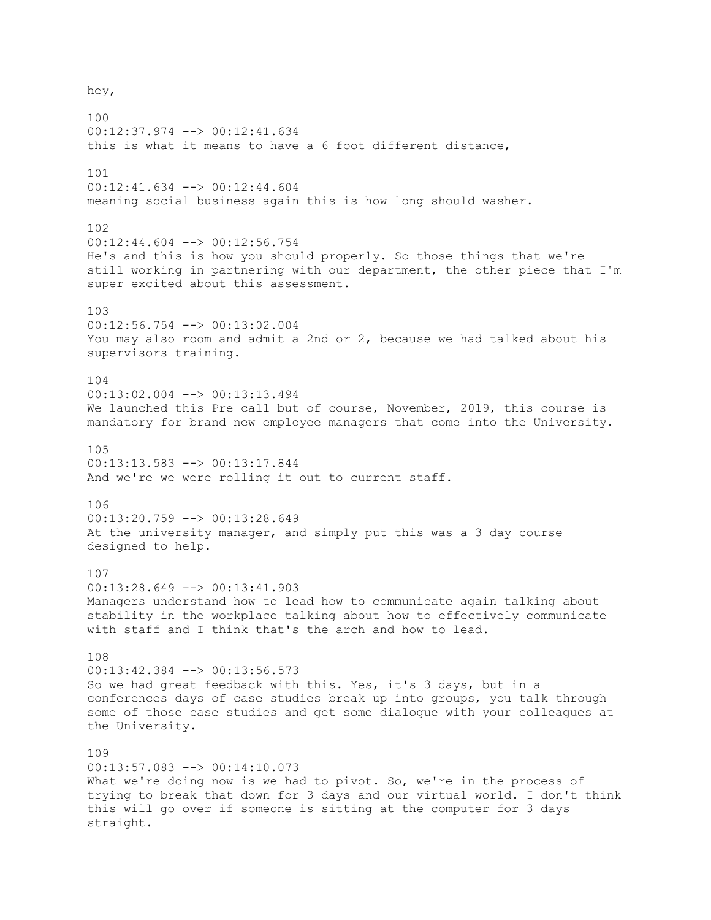hey,

100
00:12:37.974 --> 00:12:41.634
this is what it means to have a 6 foot different distance,

101
00:12:41.634 --> 00:12:44.604
meaning social business again this is how long should washer.

102
00:12:44.604 --> 00:12:56.754
He's and this is how you should properly. So those things that we're still working in partnering with our department, the other piece that I'm super excited about this assessment.

103
00:12:56.754 --> 00:13:02.004
You may also room and admit a 2nd or 2, because we had talked about his supervisors training.

104
00:13:02.004 --> 00:13:13.494
We launched this Pre call but of course, November, 2019, this course is mandatory for brand new employee managers that come into the University.

105
00:13:13.583 --> 00:13:17.844
And we're we were rolling it out to current staff.

106
00:13:20.759 --> 00:13:28.649
At the university manager, and simply put this was a 3 day course designed to help.

107
00:13:28.649 --> 00:13:41.903
Managers understand how to lead how to communicate again talking about stability in the workplace talking about how to effectively communicate with staff and I think that's the arch and how to lead.

108
00:13:42.384 --> 00:13:56.573
So we had great feedback with this. Yes, it's 3 days, but in a conferences days of case studies break up into groups, you talk through some of those case studies and get some dialogue with your colleagues at the University.

109
00:13:57.083 --> 00:14:10.073
What we're doing now is we had to pivot. So, we're in the process of trying to break that down for 3 days and our virtual world. I don't think this will go over if someone is sitting at the computer for 3 days straight.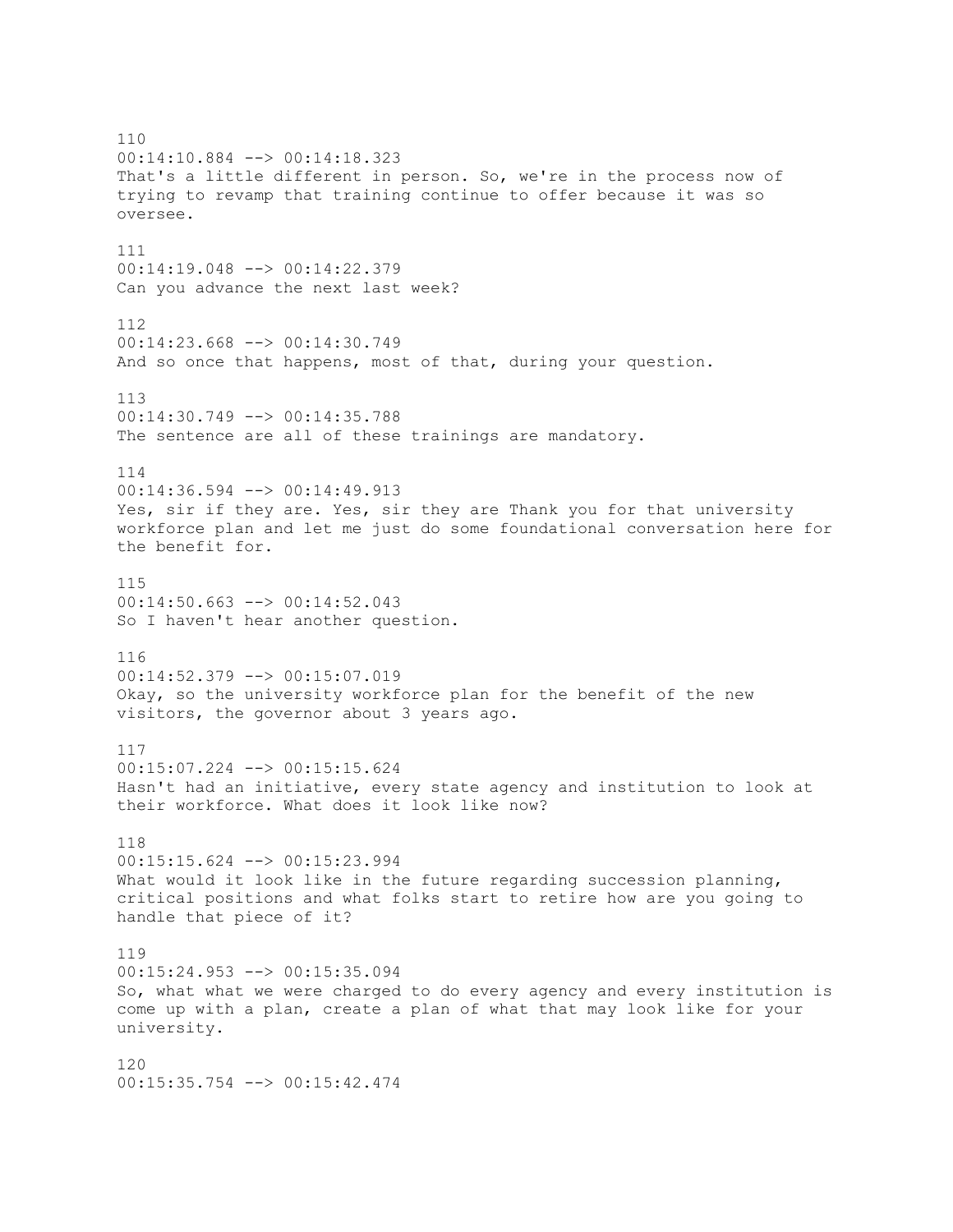110
00:14:10.884 --> 00:14:18.323
That's a little different in person. So, we're in the process now of trying to revamp that training continue to offer because it was so oversee.

111
00:14:19.048 --> 00:14:22.379
Can you advance the next last week?

112
00:14:23.668 --> 00:14:30.749
And so once that happens, most of that, during your question.

113
00:14:30.749 --> 00:14:35.788
The sentence are all of these trainings are mandatory.

114
00:14:36.594 --> 00:14:49.913
Yes, sir if they are. Yes, sir they are Thank you for that university workforce plan and let me just do some foundational conversation here for the benefit for.

115
00:14:50.663 --> 00:14:52.043
So I haven't hear another question.

116
00:14:52.379 --> 00:15:07.019
Okay, so the university workforce plan for the benefit of the new visitors, the governor about 3 years ago.

117
00:15:07.224 --> 00:15:15.624
Hasn't had an initiative, every state agency and institution to look at their workforce. What does it look like now?

118
00:15:15.624 --> 00:15:23.994
What would it look like in the future regarding succession planning, critical positions and what folks start to retire how are you going to handle that piece of it?

119
00:15:24.953 --> 00:15:35.094
So, what what we were charged to do every agency and every institution is come up with a plan, create a plan of what that may look like for your university.

120
00:15:35.754 --> 00:15:42.474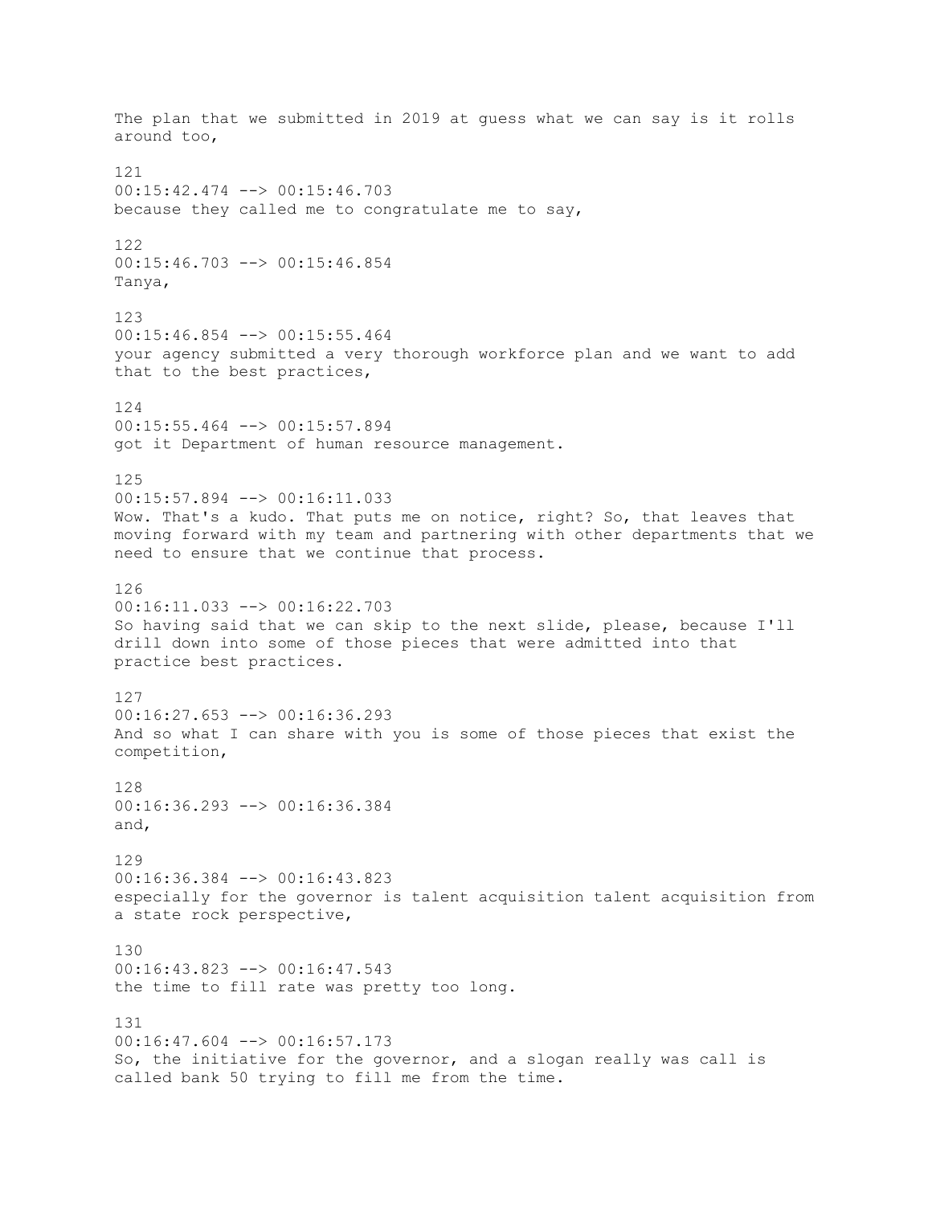The plan that we submitted in 2019 at guess what we can say is it rolls around too,

121
00:15:42.474 --> 00:15:46.703
because they called me to congratulate me to say,

122
00:15:46.703 --> 00:15:46.854
Tanya,

123
00:15:46.854 --> 00:15:55.464
your agency submitted a very thorough workforce plan and we want to add that to the best practices,

124
00:15:55.464 --> 00:15:57.894
got it Department of human resource management.

125
00:15:57.894 --> 00:16:11.033
Wow. That's a kudo. That puts me on notice, right? So, that leaves that moving forward with my team and partnering with other departments that we need to ensure that we continue that process.

126
00:16:11.033 --> 00:16:22.703
So having said that we can skip to the next slide, please, because I'll drill down into some of those pieces that were admitted into that practice best practices.

127
00:16:27.653 --> 00:16:36.293
And so what I can share with you is some of those pieces that exist the competition,

128
00:16:36.293 --> 00:16:36.384
and,

129
00:16:36.384 --> 00:16:43.823
especially for the governor is talent acquisition talent acquisition from a state rock perspective,

130
00:16:43.823 --> 00:16:47.543
the time to fill rate was pretty too long.

131
00:16:47.604 --> 00:16:57.173
So, the initiative for the governor, and a slogan really was call is called bank 50 trying to fill me from the time.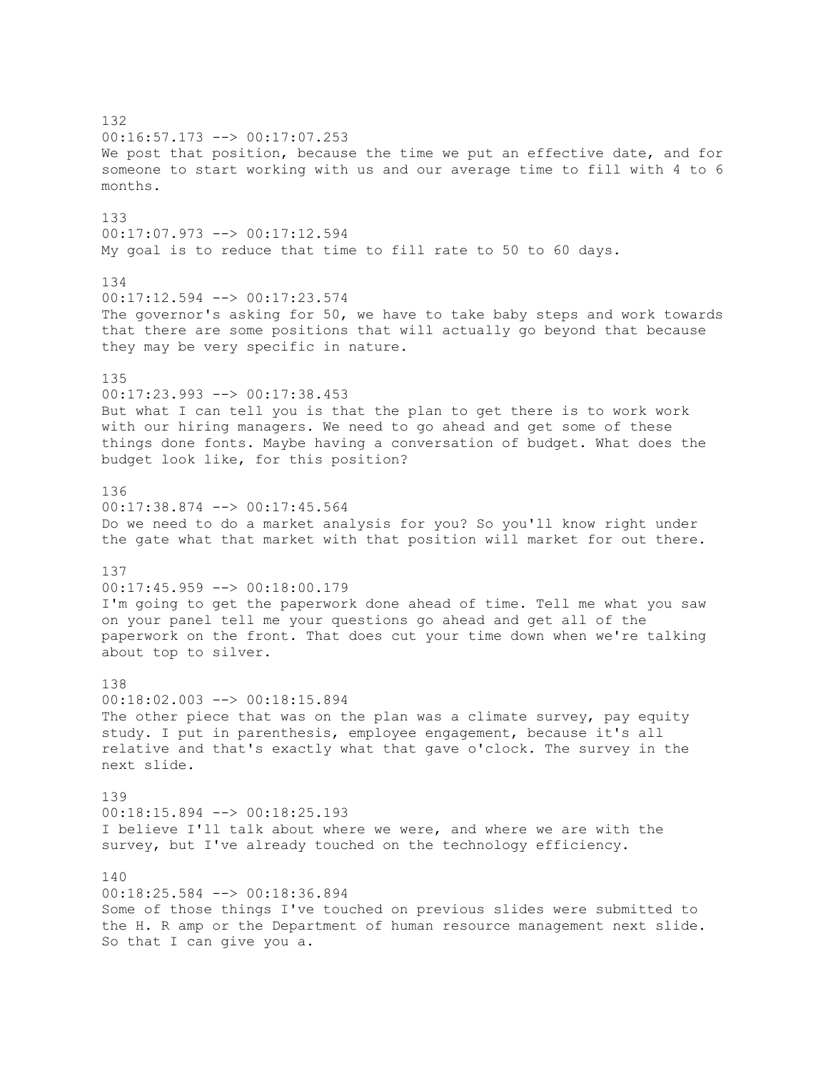132
00:16:57.173 --> 00:17:07.253
We post that position, because the time we put an effective date, and for someone to start working with us and our average time to fill with 4 to 6 months.

133
00:17:07.973 --> 00:17:12.594
My goal is to reduce that time to fill rate to 50 to 60 days.

134
00:17:12.594 --> 00:17:23.574
The governor's asking for 50, we have to take baby steps and work towards that there are some positions that will actually go beyond that because they may be very specific in nature.

135
00:17:23.993 --> 00:17:38.453
But what I can tell you is that the plan to get there is to work work with our hiring managers. We need to go ahead and get some of these things done fonts. Maybe having a conversation of budget. What does the budget look like, for this position?

136
00:17:38.874 --> 00:17:45.564
Do we need to do a market analysis for you? So you'll know right under the gate what that market with that position will market for out there.

137
00:17:45.959 --> 00:18:00.179
I'm going to get the paperwork done ahead of time. Tell me what you saw on your panel tell me your questions go ahead and get all of the paperwork on the front. That does cut your time down when we're talking about top to silver.

138
00:18:02.003 --> 00:18:15.894
The other piece that was on the plan was a climate survey, pay equity study. I put in parenthesis, employee engagement, because it's all relative and that's exactly what that gave o'clock. The survey in the next slide.

139
00:18:15.894 --> 00:18:25.193
I believe I'll talk about where we were, and where we are with the survey, but I've already touched on the technology efficiency.

140
00:18:25.584 --> 00:18:36.894
Some of those things I've touched on previous slides were submitted to the H. R amp or the Department of human resource management next slide. So that I can give you a.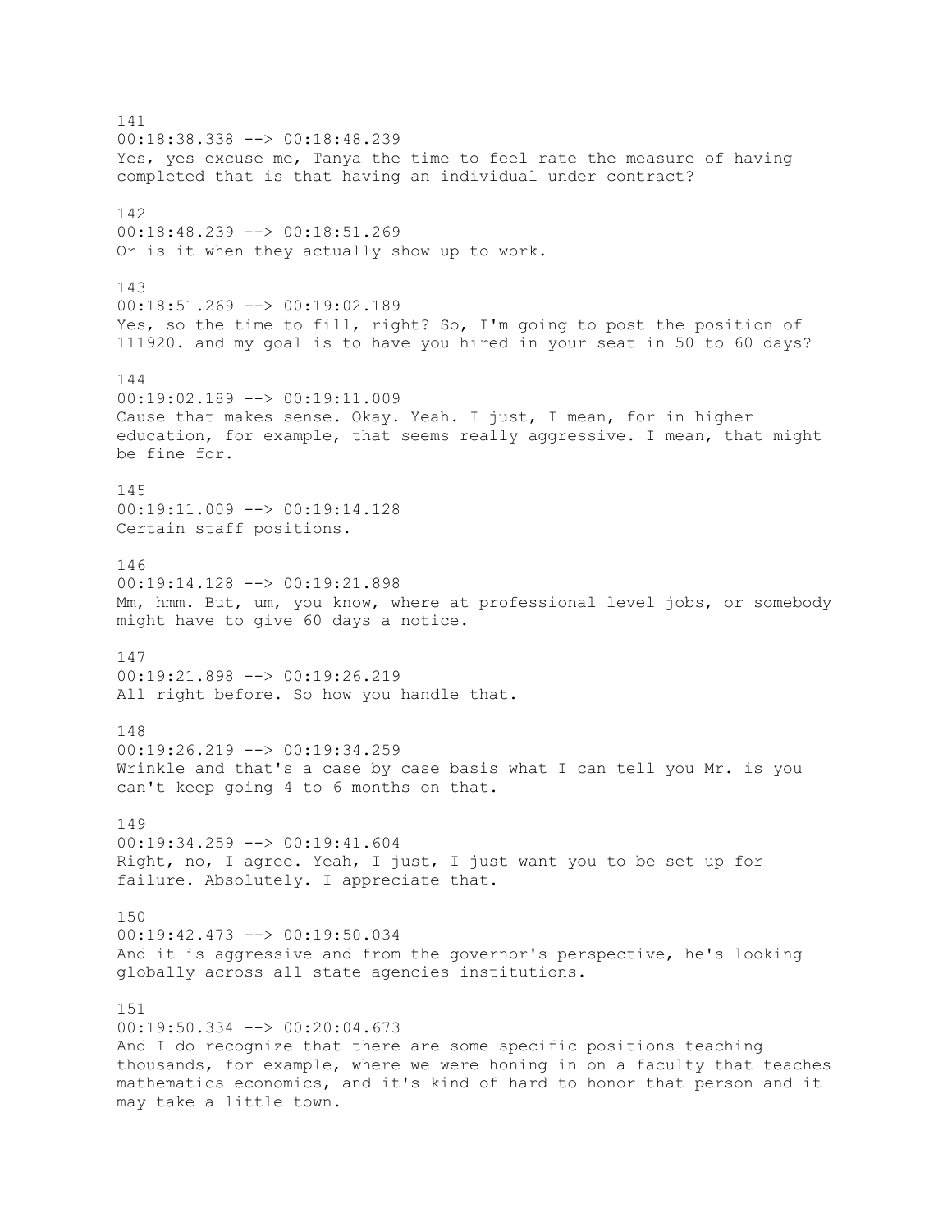141
00:18:38.338 --> 00:18:48.239
Yes, yes excuse me, Tanya the time to feel rate the measure of having completed that is that having an individual under contract?

142
00:18:48.239 --> 00:18:51.269
Or is it when they actually show up to work.

143
00:18:51.269 --> 00:19:02.189
Yes, so the time to fill, right? So, I'm going to post the position of 111920. and my goal is to have you hired in your seat in 50 to 60 days?

144
00:19:02.189 --> 00:19:11.009
Cause that makes sense. Okay. Yeah. I just, I mean, for in higher education, for example, that seems really aggressive. I mean, that might be fine for.

145
00:19:11.009 --> 00:19:14.128
Certain staff positions.

146
00:19:14.128 --> 00:19:21.898
Mm, hmm. But, um, you know, where at professional level jobs, or somebody might have to give 60 days a notice.

147
00:19:21.898 --> 00:19:26.219
All right before. So how you handle that.

148
00:19:26.219 --> 00:19:34.259
Wrinkle and that's a case by case basis what I can tell you Mr. is you can't keep going 4 to 6 months on that.

149
00:19:34.259 --> 00:19:41.604
Right, no, I agree. Yeah, I just, I just want you to be set up for failure. Absolutely. I appreciate that.

150
00:19:42.473 --> 00:19:50.034
And it is aggressive and from the governor's perspective, he's looking globally across all state agencies institutions.

151
00:19:50.334 --> 00:20:04.673
And I do recognize that there are some specific positions teaching thousands, for example, where we were honing in on a faculty that teaches mathematics economics, and it's kind of hard to honor that person and it may take a little town.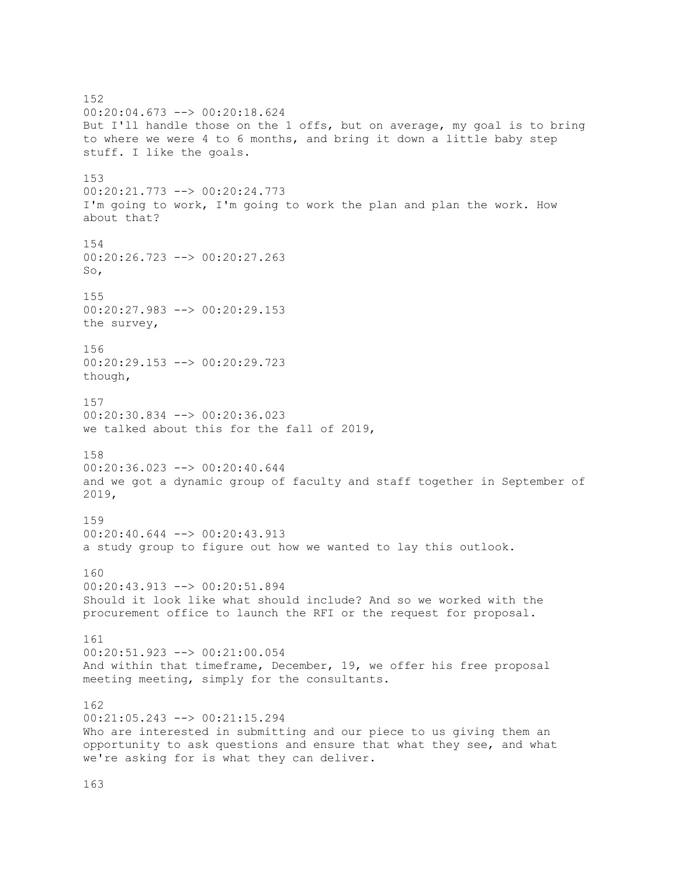152
00:20:04.673 --> 00:20:18.624
But I'll handle those on the 1 offs, but on average, my goal is to bring to where we were 4 to 6 months, and bring it down a little baby step stuff. I like the goals.

153
00:20:21.773 --> 00:20:24.773
I'm going to work, I'm going to work the plan and plan the work. How about that?

154
00:20:26.723 --> 00:20:27.263
So,

155
00:20:27.983 --> 00:20:29.153
the survey,

156
00:20:29.153 --> 00:20:29.723
though,

157
00:20:30.834 --> 00:20:36.023
we talked about this for the fall of 2019,

158
00:20:36.023 --> 00:20:40.644
and we got a dynamic group of faculty and staff together in September of 2019,

159
00:20:40.644 --> 00:20:43.913
a study group to figure out how we wanted to lay this outlook.

160
00:20:43.913 --> 00:20:51.894
Should it look like what should include? And so we worked with the procurement office to launch the RFI or the request for proposal.

161
00:20:51.923 --> 00:21:00.054
And within that timeframe, December, 19, we offer his free proposal meeting meeting, simply for the consultants.

162
00:21:05.243 --> 00:21:15.294
Who are interested in submitting and our piece to us giving them an opportunity to ask questions and ensure that what they see, and what we're asking for is what they can deliver.

163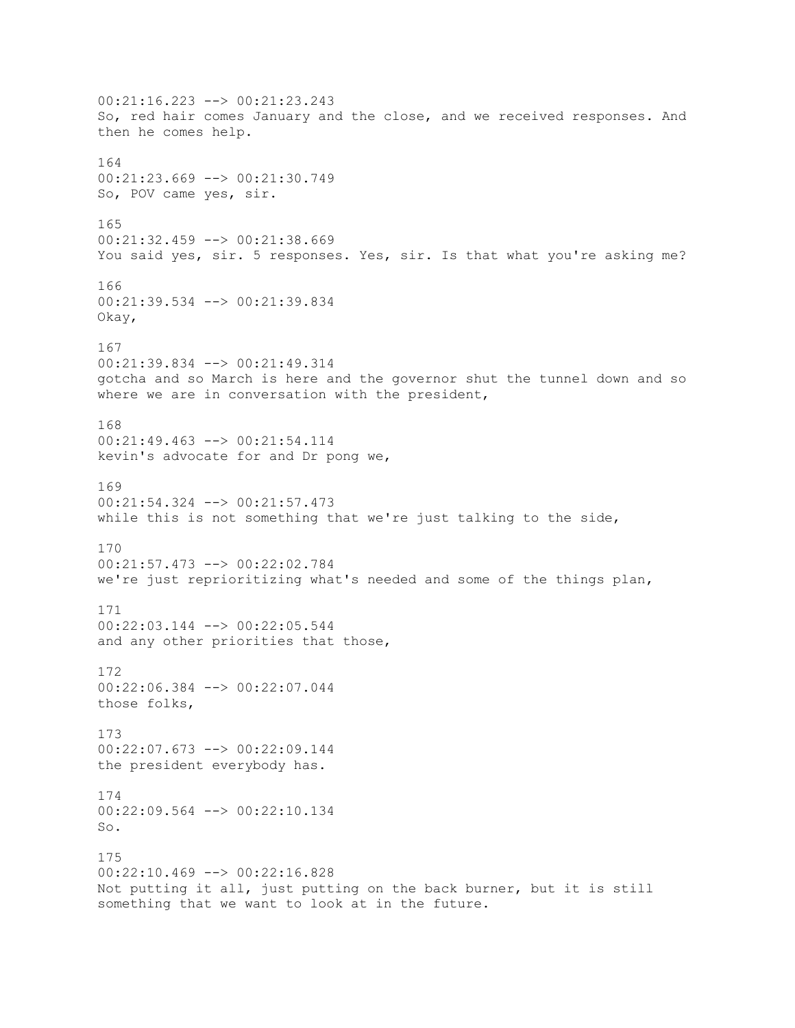00:21:16.223 --> 00:21:23.243
So, red hair comes January and the close, and we received responses. And then he comes help.

164
00:21:23.669 --> 00:21:30.749
So, POV came yes, sir.

165
00:21:32.459 --> 00:21:38.669
You said yes, sir. 5 responses. Yes, sir. Is that what you're asking me?

166
00:21:39.534 --> 00:21:39.834
Okay,

167
00:21:39.834 --> 00:21:49.314
gotcha and so March is here and the governor shut the tunnel down and so where we are in conversation with the president,

168
00:21:49.463 --> 00:21:54.114
kevin's advocate for and Dr pong we,

169
00:21:54.324 --> 00:21:57.473
while this is not something that we're just talking to the side,

170
00:21:57.473 --> 00:22:02.784
we're just reprioritizing what's needed and some of the things plan,

171
00:22:03.144 --> 00:22:05.544
and any other priorities that those,

172
00:22:06.384 --> 00:22:07.044
those folks,

173
00:22:07.673 --> 00:22:09.144
the president everybody has.

174
00:22:09.564 --> 00:22:10.134
So.

175
00:22:10.469 --> 00:22:16.828
Not putting it all, just putting on the back burner, but it is still something that we want to look at in the future.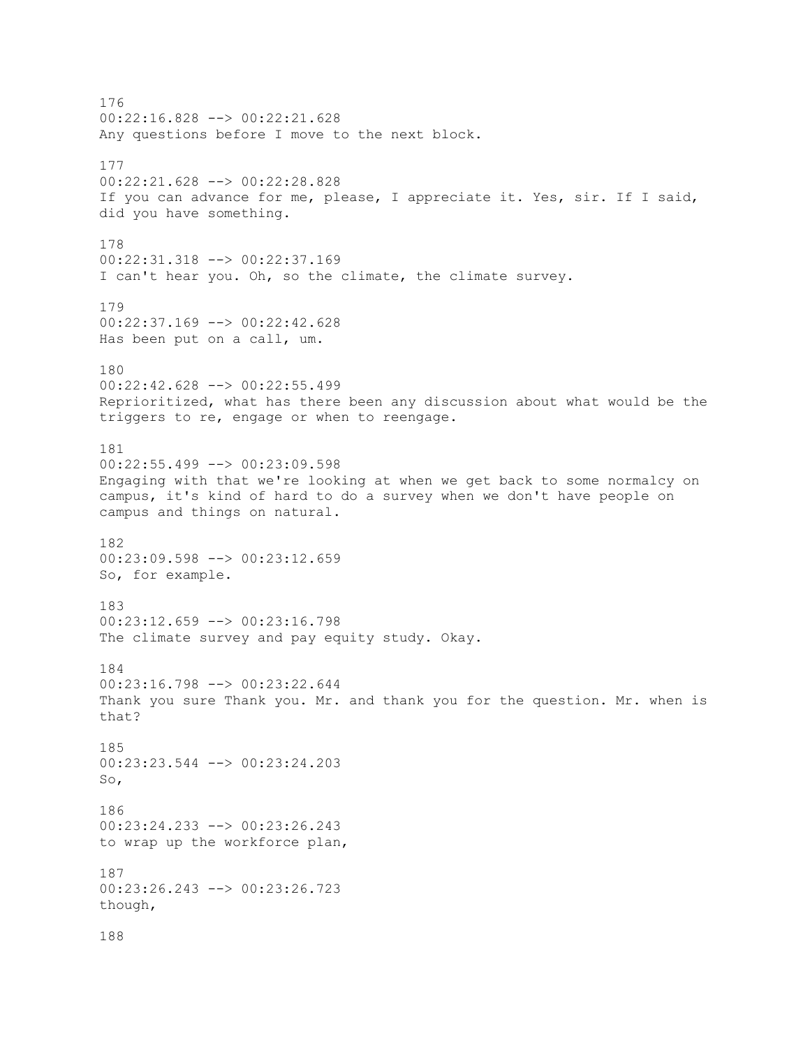176
00:22:16.828 --> 00:22:21.628
Any questions before I move to the next block.

177
00:22:21.628 --> 00:22:28.828
If you can advance for me, please, I appreciate it. Yes, sir. If I said, did you have something.

178
00:22:31.318 --> 00:22:37.169
I can't hear you. Oh, so the climate, the climate survey.

179
00:22:37.169 --> 00:22:42.628
Has been put on a call, um.

180
00:22:42.628 --> 00:22:55.499
Reprioritized, what has there been any discussion about what would be the triggers to re, engage or when to reengage.

181
00:22:55.499 --> 00:23:09.598
Engaging with that we're looking at when we get back to some normalcy on campus, it's kind of hard to do a survey when we don't have people on campus and things on natural.

182
00:23:09.598 --> 00:23:12.659
So, for example.

183
00:23:12.659 --> 00:23:16.798
The climate survey and pay equity study. Okay.

184
00:23:16.798 --> 00:23:22.644
Thank you sure Thank you. Mr. and thank you for the question. Mr. when is that?

185
00:23:23.544 --> 00:23:24.203
So,

186
00:23:24.233 --> 00:23:26.243
to wrap up the workforce plan,

187
00:23:26.243 --> 00:23:26.723
though,

188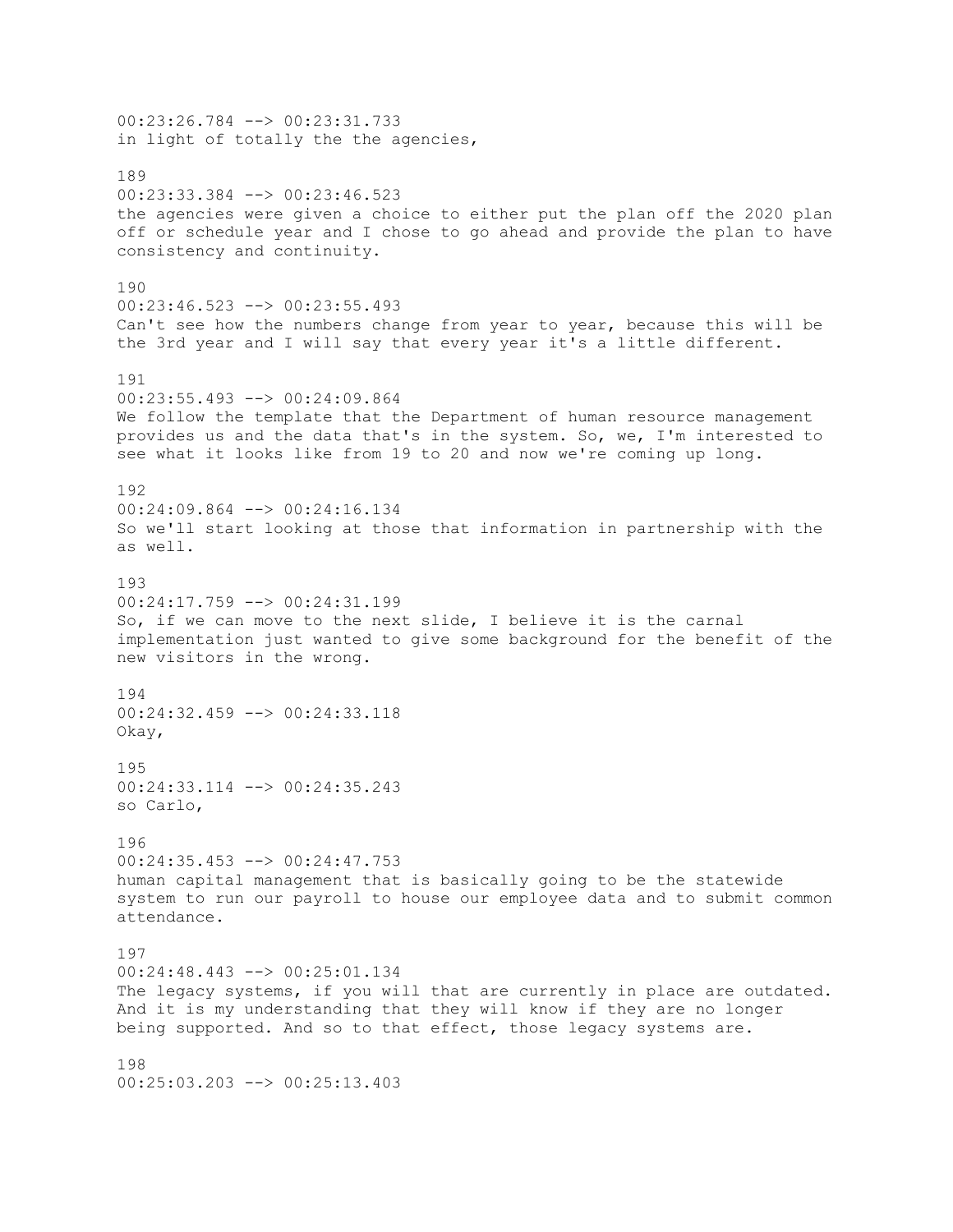00:23:26.784 --> 00:23:31.733
in light of totally the the agencies,

189
00:23:33.384 --> 00:23:46.523
the agencies were given a choice to either put the plan off the 2020 plan off or schedule year and I chose to go ahead and provide the plan to have consistency and continuity.

190
00:23:46.523 --> 00:23:55.493
Can't see how the numbers change from year to year, because this will be the 3rd year and I will say that every year it's a little different.

191
00:23:55.493 --> 00:24:09.864
We follow the template that the Department of human resource management provides us and the data that's in the system. So, we, I'm interested to see what it looks like from 19 to 20 and now we're coming up long.

192
00:24:09.864 --> 00:24:16.134
So we'll start looking at those that information in partnership with the as well.

193
00:24:17.759 --> 00:24:31.199
So, if we can move to the next slide, I believe it is the carnal implementation just wanted to give some background for the benefit of the new visitors in the wrong.

194
00:24:32.459 --> 00:24:33.118
Okay,

195
00:24:33.114 --> 00:24:35.243
so Carlo,

196
00:24:35.453 --> 00:24:47.753
human capital management that is basically going to be the statewide system to run our payroll to house our employee data and to submit common attendance.

197
00:24:48.443 --> 00:25:01.134
The legacy systems, if you will that are currently in place are outdated. And it is my understanding that they will know if they are no longer being supported. And so to that effect, those legacy systems are.

198
00:25:03.203 --> 00:25:13.403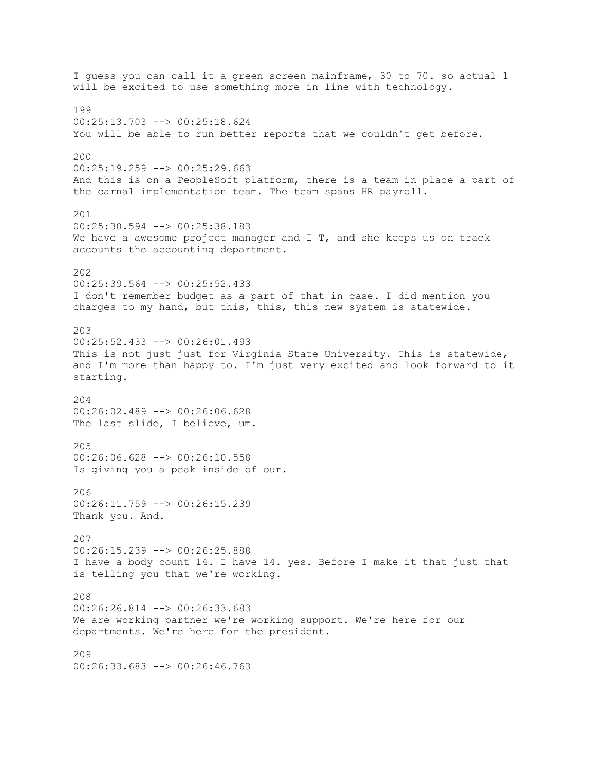I guess you can call it a green screen mainframe, 30 to 70. so actual 1 will be excited to use something more in line with technology.

199
00:25:13.703 --> 00:25:18.624
You will be able to run better reports that we couldn't get before.

200
00:25:19.259 --> 00:25:29.663
And this is on a PeopleSoft platform, there is a team in place a part of the carnal implementation team. The team spans HR payroll.

201
00:25:30.594 --> 00:25:38.183
We have a awesome project manager and I T, and she keeps us on track accounts the accounting department.

202
00:25:39.564 --> 00:25:52.433
I don't remember budget as a part of that in case. I did mention you charges to my hand, but this, this, this new system is statewide.

203
00:25:52.433 --> 00:26:01.493
This is not just just for Virginia State University. This is statewide, and I'm more than happy to. I'm just very excited and look forward to it starting.

204
00:26:02.489 --> 00:26:06.628
The last slide, I believe, um.

205
00:26:06.628 --> 00:26:10.558
Is giving you a peak inside of our.

206
00:26:11.759 --> 00:26:15.239
Thank you. And.

207
00:26:15.239 --> 00:26:25.888
I have a body count 14. I have 14. yes. Before I make it that just that is telling you that we're working.

208
00:26:26.814 --> 00:26:33.683
We are working partner we're working support. We're here for our departments. We're here for the president.

209
00:26:33.683 --> 00:26:46.763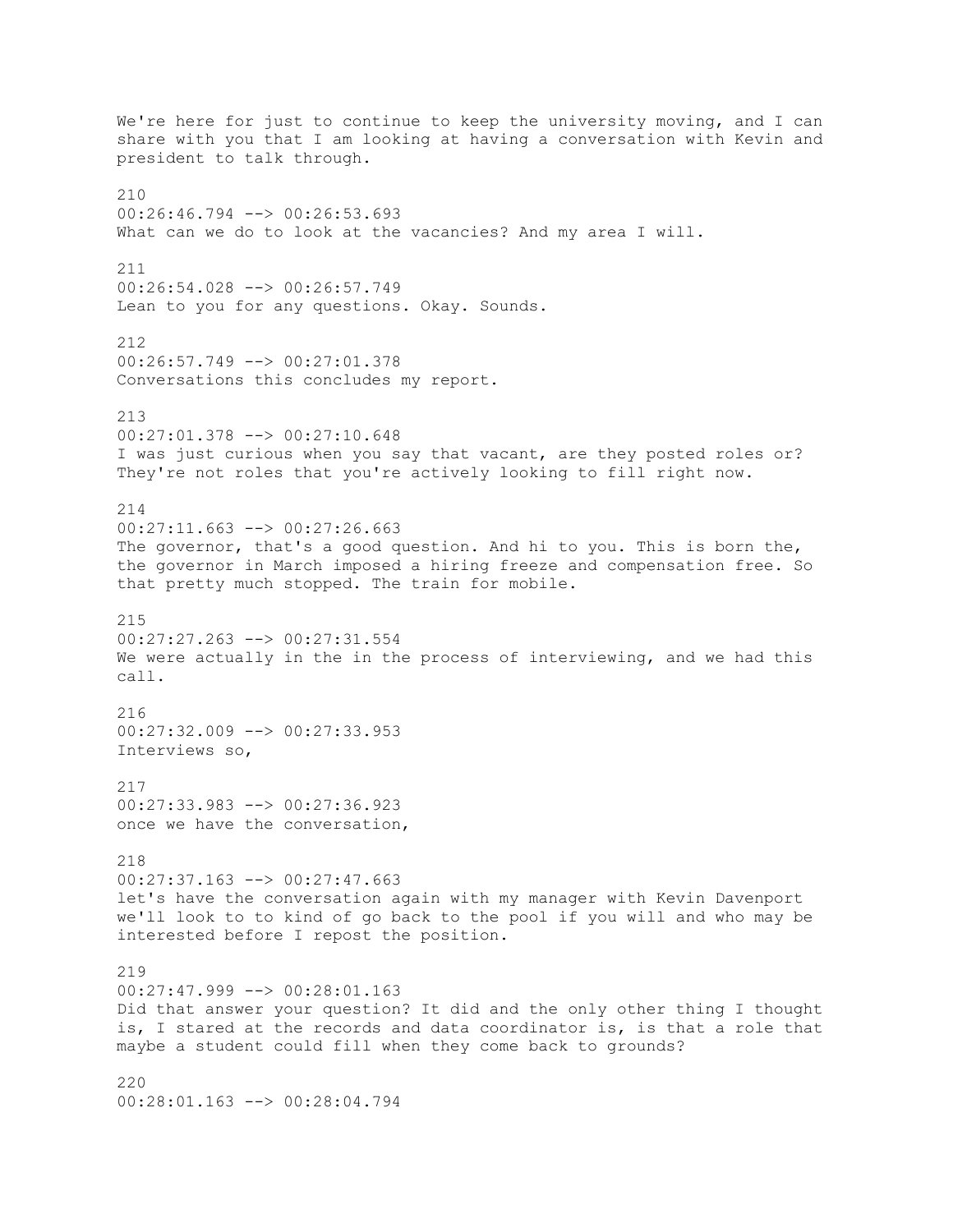We're here for just to continue to keep the university moving, and I can share with you that I am looking at having a conversation with Kevin and president to talk through.

210
00:26:46.794 --> 00:26:53.693
What can we do to look at the vacancies? And my area I will.

211
00:26:54.028 --> 00:26:57.749
Lean to you for any questions. Okay. Sounds.

212
00:26:57.749 --> 00:27:01.378
Conversations this concludes my report.

213
00:27:01.378 --> 00:27:10.648
I was just curious when you say that vacant, are they posted roles or? They're not roles that you're actively looking to fill right now.

214
00:27:11.663 --> 00:27:26.663
The governor, that's a good question. And hi to you. This is born the, the governor in March imposed a hiring freeze and compensation free. So that pretty much stopped. The train for mobile.

215
00:27:27.263 --> 00:27:31.554
We were actually in the in the process of interviewing, and we had this call.

216
00:27:32.009 --> 00:27:33.953
Interviews so,

217
00:27:33.983 --> 00:27:36.923
once we have the conversation,

218
00:27:37.163 --> 00:27:47.663
let's have the conversation again with my manager with Kevin Davenport we'll look to to kind of go back to the pool if you will and who may be interested before I repost the position.

219
00:27:47.999 --> 00:28:01.163
Did that answer your question? It did and the only other thing I thought is, I stared at the records and data coordinator is, is that a role that maybe a student could fill when they come back to grounds?

220
00:28:01.163 --> 00:28:04.794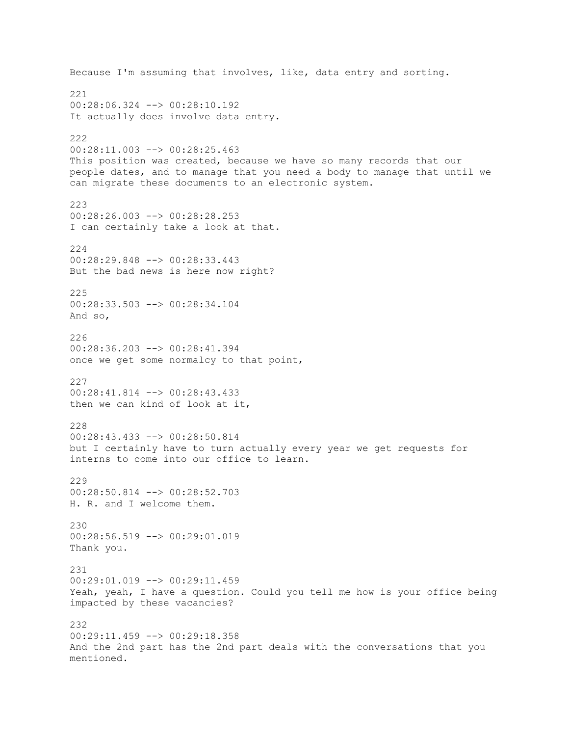Because I'm assuming that involves, like, data entry and sorting.

221
00:28:06.324 --> 00:28:10.192
It actually does involve data entry.

222
00:28:11.003 --> 00:28:25.463
This position was created, because we have so many records that our people dates, and to manage that you need a body to manage that until we can migrate these documents to an electronic system.

223
00:28:26.003 --> 00:28:28.253
I can certainly take a look at that.

224
00:28:29.848 --> 00:28:33.443
But the bad news is here now right?

225
00:28:33.503 --> 00:28:34.104
And so,

226
00:28:36.203 --> 00:28:41.394
once we get some normalcy to that point,

227
00:28:41.814 --> 00:28:43.433
then we can kind of look at it,

228
00:28:43.433 --> 00:28:50.814
but I certainly have to turn actually every year we get requests for interns to come into our office to learn.

229
00:28:50.814 --> 00:28:52.703
H. R. and I welcome them.

230
00:28:56.519 --> 00:29:01.019
Thank you.

231
00:29:01.019 --> 00:29:11.459
Yeah, yeah, I have a question. Could you tell me how is your office being impacted by these vacancies?

232
00:29:11.459 --> 00:29:18.358
And the 2nd part has the 2nd part deals with the conversations that you mentioned.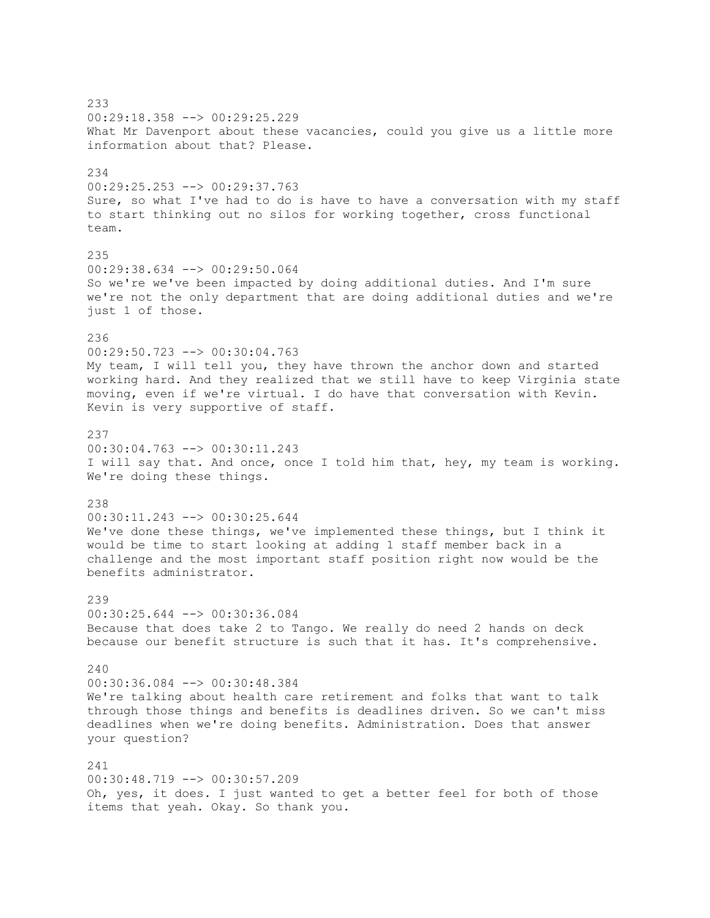233
00:29:18.358 --> 00:29:25.229
What Mr Davenport about these vacancies, could you give us a little more information about that? Please.

234
00:29:25.253 --> 00:29:37.763
Sure, so what I've had to do is have to have a conversation with my staff to start thinking out no silos for working together, cross functional team.

235
00:29:38.634 --> 00:29:50.064
So we're we've been impacted by doing additional duties. And I'm sure we're not the only department that are doing additional duties and we're just 1 of those.

236
00:29:50.723 --> 00:30:04.763
My team, I will tell you, they have thrown the anchor down and started working hard. And they realized that we still have to keep Virginia state moving, even if we're virtual. I do have that conversation with Kevin. Kevin is very supportive of staff.

237
00:30:04.763 --> 00:30:11.243
I will say that. And once, once I told him that, hey, my team is working. We're doing these things.

238
00:30:11.243 --> 00:30:25.644
We've done these things, we've implemented these things, but I think it would be time to start looking at adding 1 staff member back in a challenge and the most important staff position right now would be the benefits administrator.

239
00:30:25.644 --> 00:30:36.084
Because that does take 2 to Tango. We really do need 2 hands on deck because our benefit structure is such that it has. It's comprehensive.

240
00:30:36.084 --> 00:30:48.384
We're talking about health care retirement and folks that want to talk through those things and benefits is deadlines driven. So we can't miss deadlines when we're doing benefits. Administration. Does that answer your question?

241
00:30:48.719 --> 00:30:57.209
Oh, yes, it does. I just wanted to get a better feel for both of those items that yeah. Okay. So thank you.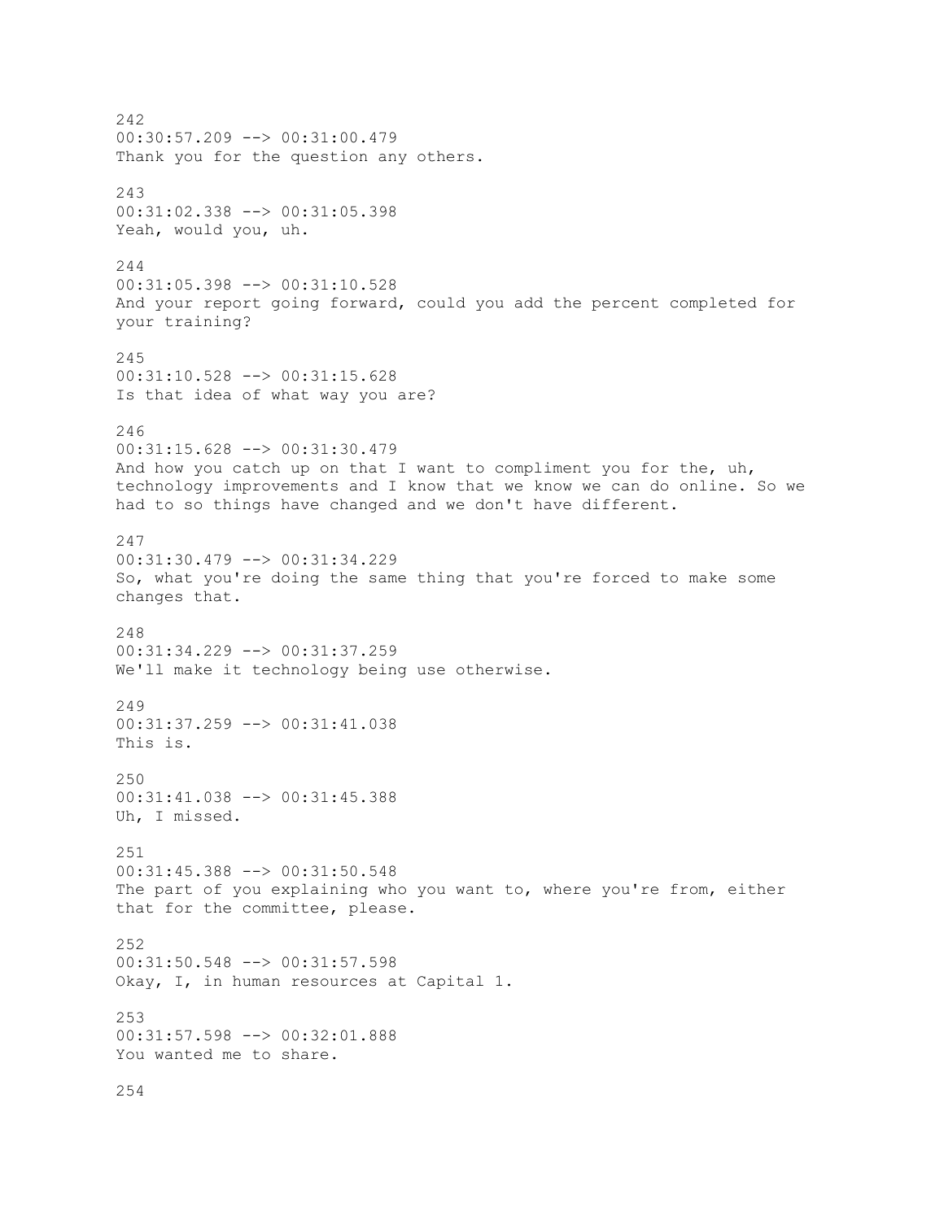242
00:30:57.209 --> 00:31:00.479
Thank you for the question any others.

243
00:31:02.338 --> 00:31:05.398
Yeah, would you, uh.

244
00:31:05.398 --> 00:31:10.528
And your report going forward, could you add the percent completed for your training?

245
00:31:10.528 --> 00:31:15.628
Is that idea of what way you are?

246
00:31:15.628 --> 00:31:30.479
And how you catch up on that I want to compliment you for the, uh, technology improvements and I know that we know we can do online. So we had to so things have changed and we don't have different.

247
00:31:30.479 --> 00:31:34.229
So, what you're doing the same thing that you're forced to make some changes that.

248
00:31:34.229 --> 00:31:37.259
We'll make it technology being use otherwise.

249
00:31:37.259 --> 00:31:41.038
This is.

250
00:31:41.038 --> 00:31:45.388
Uh, I missed.

251
00:31:45.388 --> 00:31:50.548
The part of you explaining who you want to, where you're from, either that for the committee, please.

252
00:31:50.548 --> 00:31:57.598
Okay, I, in human resources at Capital 1.

253
00:31:57.598 --> 00:32:01.888
You wanted me to share.

254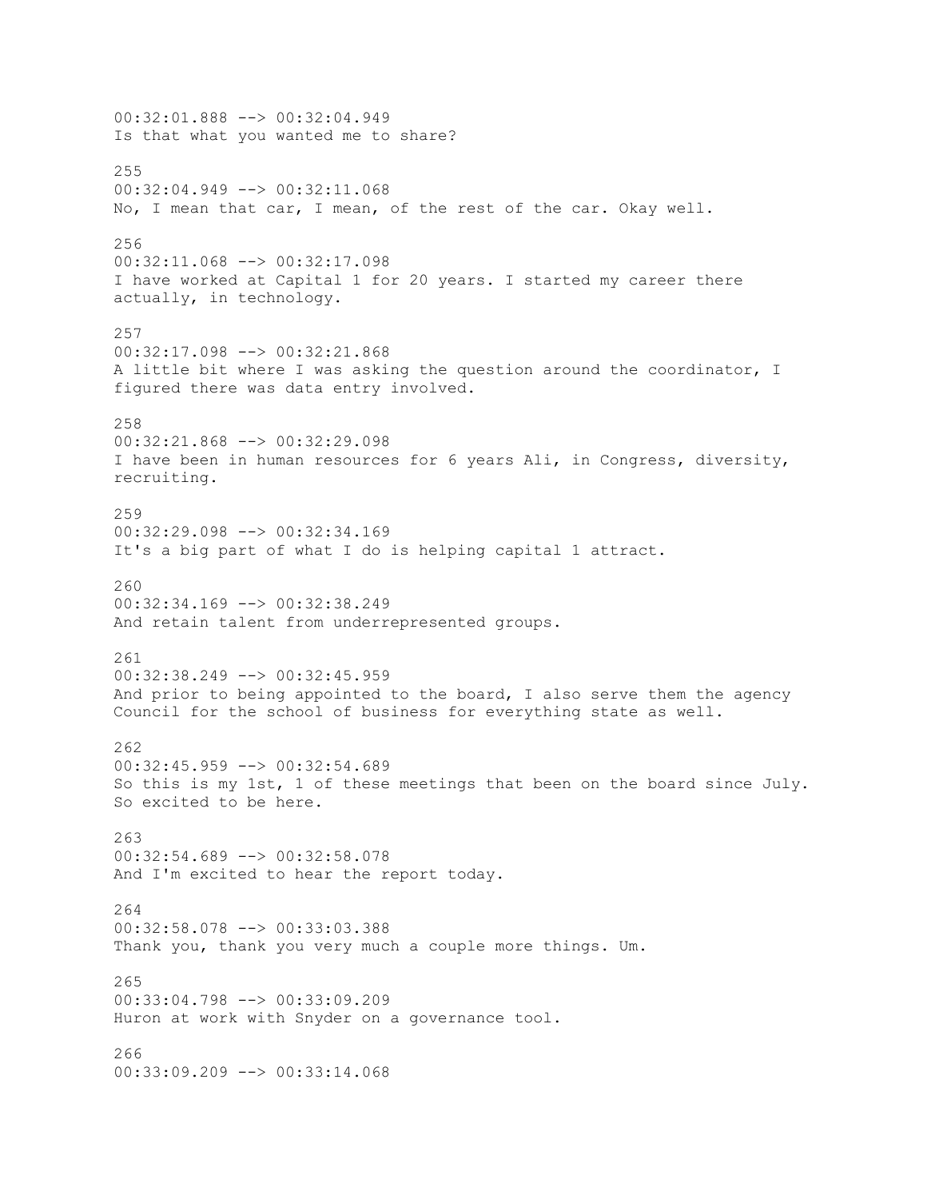00:32:01.888 --> 00:32:04.949
Is that what you wanted me to share?

255
00:32:04.949 --> 00:32:11.068
No, I mean that car, I mean, of the rest of the car. Okay well.

256
00:32:11.068 --> 00:32:17.098
I have worked at Capital 1 for 20 years. I started my career there actually, in technology.

257
00:32:17.098 --> 00:32:21.868
A little bit where I was asking the question around the coordinator, I figured there was data entry involved.

258
00:32:21.868 --> 00:32:29.098
I have been in human resources for 6 years Ali, in Congress, diversity, recruiting.

259
00:32:29.098 --> 00:32:34.169
It's a big part of what I do is helping capital 1 attract.

260
00:32:34.169 --> 00:32:38.249
And retain talent from underrepresented groups.

261
00:32:38.249 --> 00:32:45.959
And prior to being appointed to the board, I also serve them the agency Council for the school of business for everything state as well.

262
00:32:45.959 --> 00:32:54.689
So this is my 1st, 1 of these meetings that been on the board since July. So excited to be here.

263
00:32:54.689 --> 00:32:58.078
And I'm excited to hear the report today.

264
00:32:58.078 --> 00:33:03.388
Thank you, thank you very much a couple more things. Um.

265
00:33:04.798 --> 00:33:09.209
Huron at work with Snyder on a governance tool.

266
00:33:09.209 --> 00:33:14.068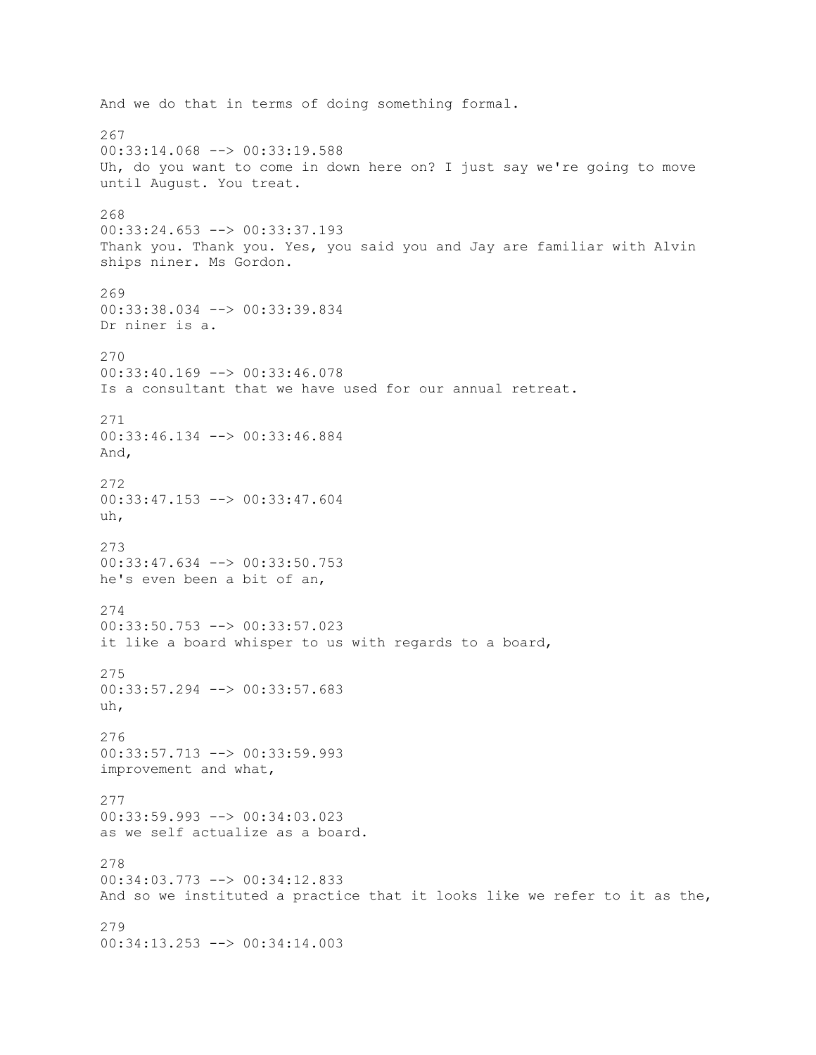And we do that in terms of doing something formal.

267
00:33:14.068 --> 00:33:19.588
Uh, do you want to come in down here on? I just say we're going to move until August. You treat.

268
00:33:24.653 --> 00:33:37.193
Thank you. Thank you. Yes, you said you and Jay are familiar with Alvin ships niner. Ms Gordon.

269
00:33:38.034 --> 00:33:39.834
Dr niner is a.

270
00:33:40.169 --> 00:33:46.078
Is a consultant that we have used for our annual retreat.

271
00:33:46.134 --> 00:33:46.884
And,

272
00:33:47.153 --> 00:33:47.604
uh,

273
00:33:47.634 --> 00:33:50.753
he's even been a bit of an,

274
00:33:50.753 --> 00:33:57.023
it like a board whisper to us with regards to a board,

275
00:33:57.294 --> 00:33:57.683
uh,

276
00:33:57.713 --> 00:33:59.993
improvement and what,

277
00:33:59.993 --> 00:34:03.023
as we self actualize as a board.

278
00:34:03.773 --> 00:34:12.833
And so we instituted a practice that it looks like we refer to it as the,

279
00:34:13.253 --> 00:34:14.003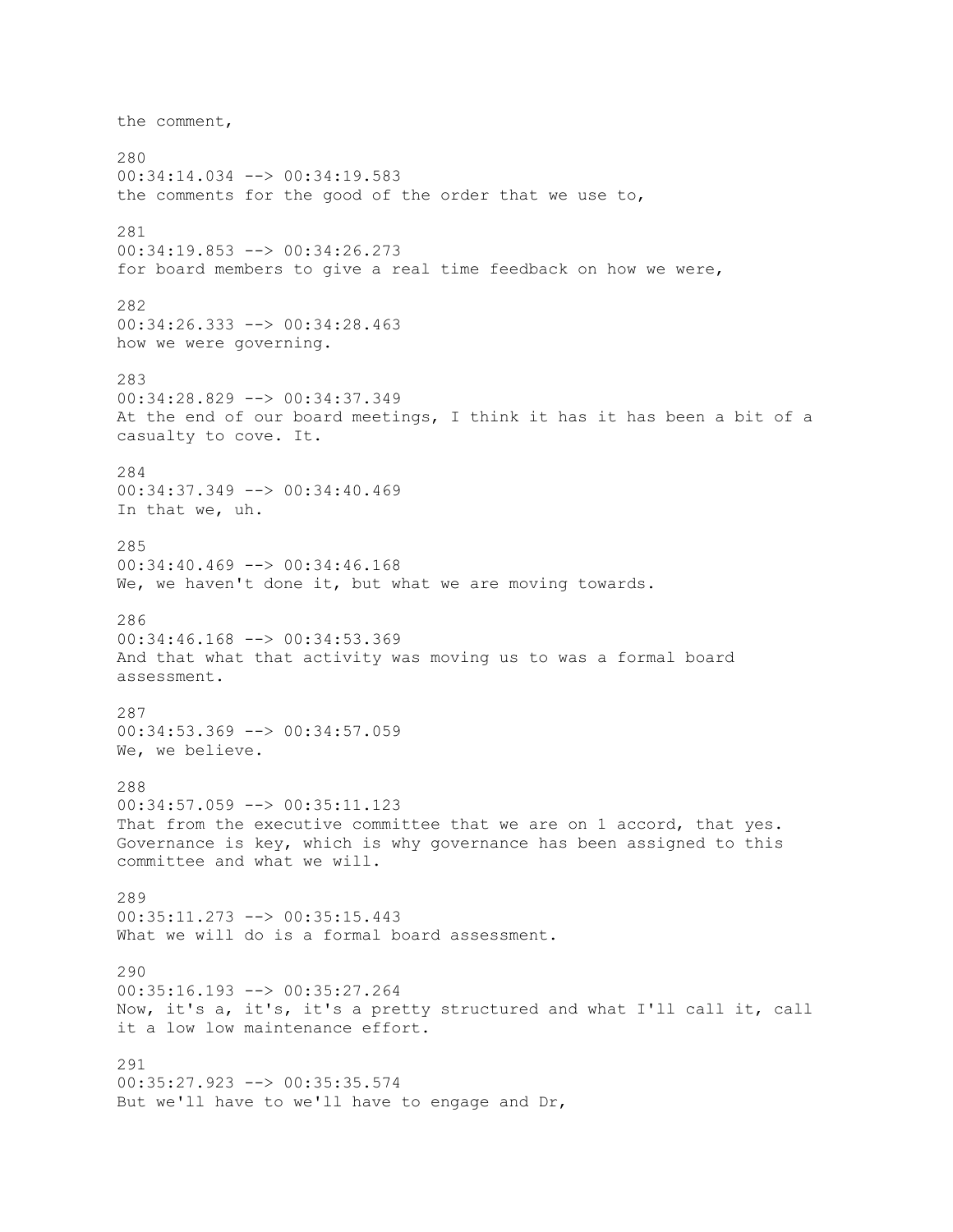the comment,

280
00:34:14.034 --> 00:34:19.583
the comments for the good of the order that we use to,

281
00:34:19.853 --> 00:34:26.273
for board members to give a real time feedback on how we were,

282
00:34:26.333 --> 00:34:28.463
how we were governing.

283
00:34:28.829 --> 00:34:37.349
At the end of our board meetings, I think it has it has been a bit of a casualty to cove. It.

284
00:34:37.349 --> 00:34:40.469
In that we, uh.

285
00:34:40.469 --> 00:34:46.168
We, we haven't done it, but what we are moving towards.

286
00:34:46.168 --> 00:34:53.369
And that what that activity was moving us to was a formal board assessment.

287
00:34:53.369 --> 00:34:57.059
We, we believe.

288
00:34:57.059 --> 00:35:11.123
That from the executive committee that we are on 1 accord, that yes. Governance is key, which is why governance has been assigned to this committee and what we will.

289
00:35:11.273 --> 00:35:15.443
What we will do is a formal board assessment.

290
00:35:16.193 --> 00:35:27.264
Now, it's a, it's, it's a pretty structured and what I'll call it, call it a low low maintenance effort.

291
00:35:27.923 --> 00:35:35.574
But we'll have to we'll have to engage and Dr,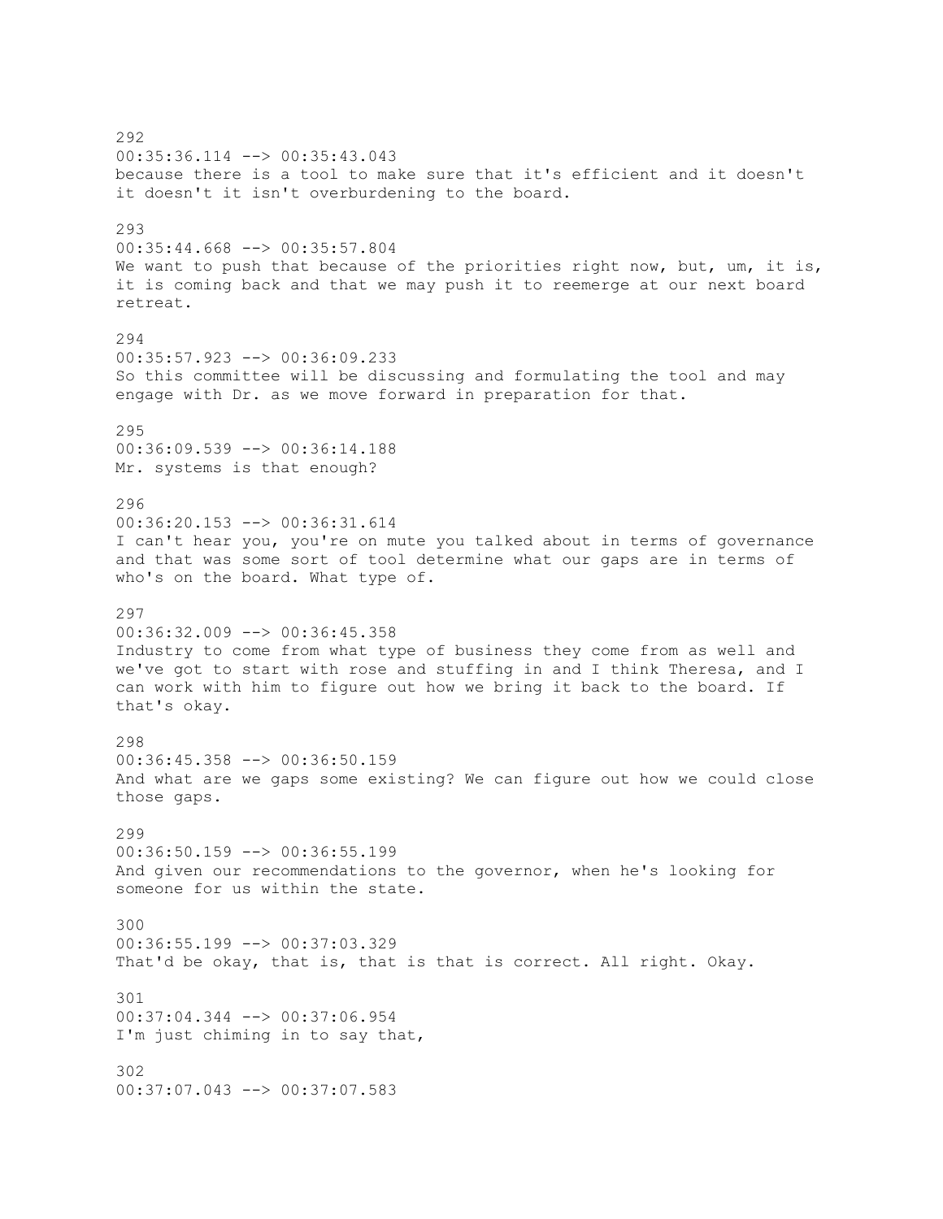292
00:35:36.114 --> 00:35:43.043
because there is a tool to make sure that it's efficient and it doesn't it doesn't it isn't overburdening to the board.

293
00:35:44.668 --> 00:35:57.804
We want to push that because of the priorities right now, but, um, it is, it is coming back and that we may push it to reemerge at our next board retreat.

294
00:35:57.923 --> 00:36:09.233
So this committee will be discussing and formulating the tool and may engage with Dr. as we move forward in preparation for that.

295
00:36:09.539 --> 00:36:14.188
Mr. systems is that enough?

296
00:36:20.153 --> 00:36:31.614
I can't hear you, you're on mute you talked about in terms of governance and that was some sort of tool determine what our gaps are in terms of who's on the board. What type of.

297
00:36:32.009 --> 00:36:45.358
Industry to come from what type of business they come from as well and we've got to start with rose and stuffing in and I think Theresa, and I can work with him to figure out how we bring it back to the board. If that's okay.

298
00:36:45.358 --> 00:36:50.159
And what are we gaps some existing? We can figure out how we could close those gaps.

299
00:36:50.159 --> 00:36:55.199
And given our recommendations to the governor, when he's looking for someone for us within the state.

300
00:36:55.199 --> 00:37:03.329
That'd be okay, that is, that is that is correct. All right. Okay.

301
00:37:04.344 --> 00:37:06.954
I'm just chiming in to say that,

302
00:37:07.043 --> 00:37:07.583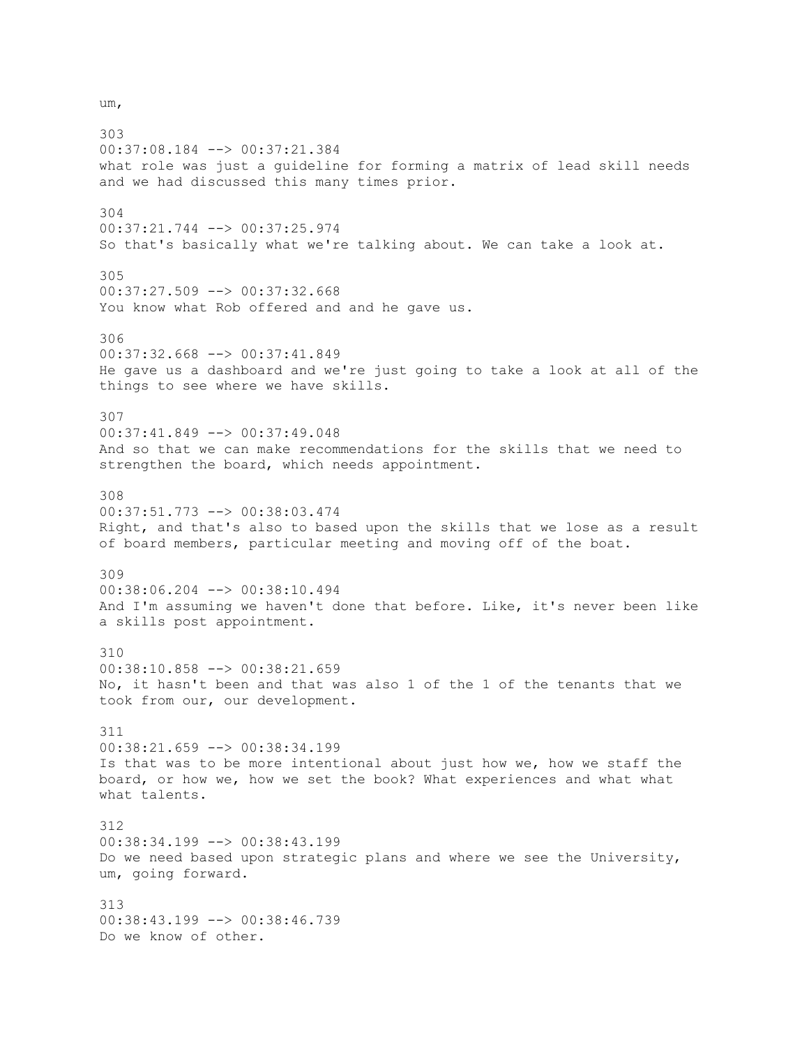um,

303
00:37:08.184 --> 00:37:21.384
what role was just a guideline for forming a matrix of lead skill needs and we had discussed this many times prior.

304
00:37:21.744 --> 00:37:25.974
So that's basically what we're talking about. We can take a look at.

305
00:37:27.509 --> 00:37:32.668
You know what Rob offered and and he gave us.

306
00:37:32.668 --> 00:37:41.849
He gave us a dashboard and we're just going to take a look at all of the things to see where we have skills.

307
00:37:41.849 --> 00:37:49.048
And so that we can make recommendations for the skills that we need to strengthen the board, which needs appointment.

308
00:37:51.773 --> 00:38:03.474
Right, and that's also to based upon the skills that we lose as a result of board members, particular meeting and moving off of the boat.

309
00:38:06.204 --> 00:38:10.494
And I'm assuming we haven't done that before. Like, it's never been like a skills post appointment.

310
00:38:10.858 --> 00:38:21.659
No, it hasn't been and that was also 1 of the 1 of the tenants that we took from our, our development.

311
00:38:21.659 --> 00:38:34.199
Is that was to be more intentional about just how we, how we staff the board, or how we, how we set the book? What experiences and what what what talents.

312
00:38:34.199 --> 00:38:43.199
Do we need based upon strategic plans and where we see the University, um, going forward.

313
00:38:43.199 --> 00:38:46.739
Do we know of other.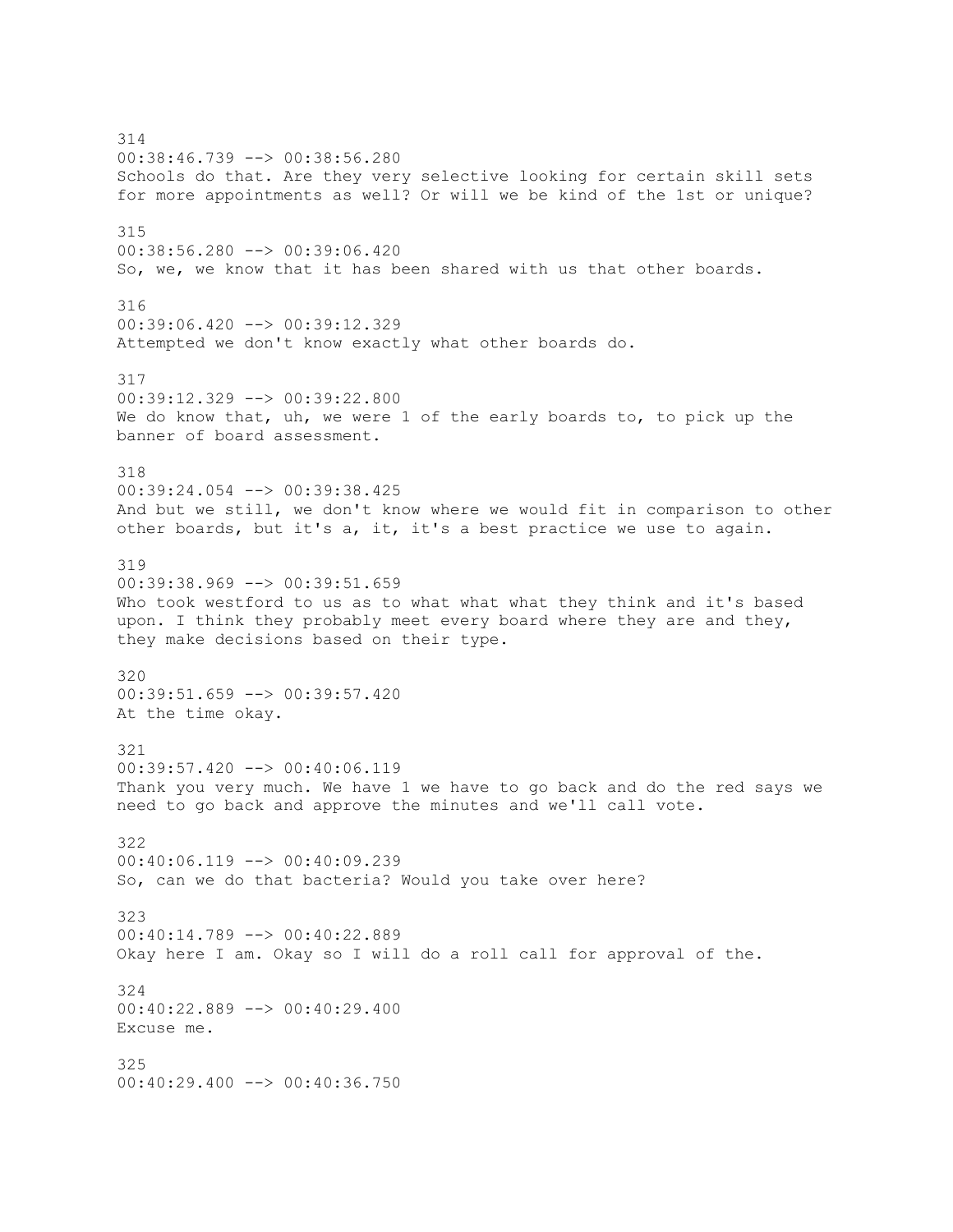314
00:38:46.739 --> 00:38:56.280
Schools do that. Are they very selective looking for certain skill sets for more appointments as well? Or will we be kind of the 1st or unique?

315
00:38:56.280 --> 00:39:06.420
So, we, we know that it has been shared with us that other boards.

316
00:39:06.420 --> 00:39:12.329
Attempted we don't know exactly what other boards do.

317
00:39:12.329 --> 00:39:22.800
We do know that, uh, we were 1 of the early boards to, to pick up the banner of board assessment.

318
00:39:24.054 --> 00:39:38.425
And but we still, we don't know where we would fit in comparison to other other boards, but it's a, it, it's a best practice we use to again.

319
00:39:38.969 --> 00:39:51.659
Who took westford to us as to what what what they think and it's based upon. I think they probably meet every board where they are and they, they make decisions based on their type.

320
00:39:51.659 --> 00:39:57.420
At the time okay.

321
00:39:57.420 --> 00:40:06.119
Thank you very much. We have 1 we have to go back and do the red says we need to go back and approve the minutes and we'll call vote.

322
00:40:06.119 --> 00:40:09.239
So, can we do that bacteria? Would you take over here?

323
00:40:14.789 --> 00:40:22.889
Okay here I am. Okay so I will do a roll call for approval of the.

324
00:40:22.889 --> 00:40:29.400
Excuse me.

325
00:40:29.400 --> 00:40:36.750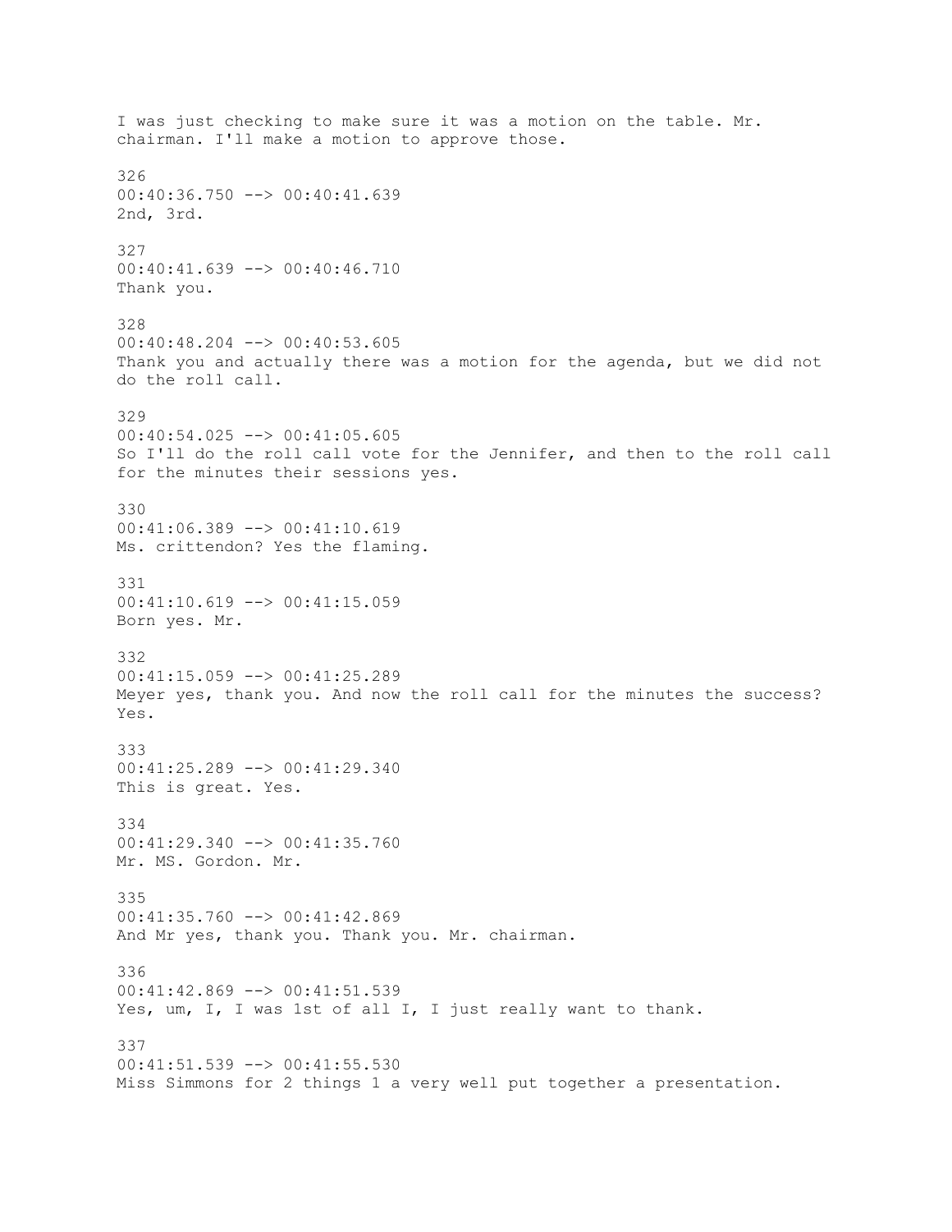I was just checking to make sure it was a motion on the table. Mr. chairman. I'll make a motion to approve those.

326
00:40:36.750 --> 00:40:41.639
2nd, 3rd.

327
00:40:41.639 --> 00:40:46.710
Thank you.

328
00:40:48.204 --> 00:40:53.605
Thank you and actually there was a motion for the agenda, but we did not do the roll call.

329
00:40:54.025 --> 00:41:05.605
So I'll do the roll call vote for the Jennifer, and then to the roll call for the minutes their sessions yes.

330
00:41:06.389 --> 00:41:10.619
Ms. crittendon? Yes the flaming.

331
00:41:10.619 --> 00:41:15.059
Born yes. Mr.

332
00:41:15.059 --> 00:41:25.289
Meyer yes, thank you. And now the roll call for the minutes the success? Yes.

333
00:41:25.289 --> 00:41:29.340
This is great. Yes.

334
00:41:29.340 --> 00:41:35.760
Mr. MS. Gordon. Mr.

335
00:41:35.760 --> 00:41:42.869
And Mr yes, thank you. Thank you. Mr. chairman.

336
00:41:42.869 --> 00:41:51.539
Yes, um, I, I was 1st of all I, I just really want to thank.

337
00:41:51.539 --> 00:41:55.530
Miss Simmons for 2 things 1 a very well put together a presentation.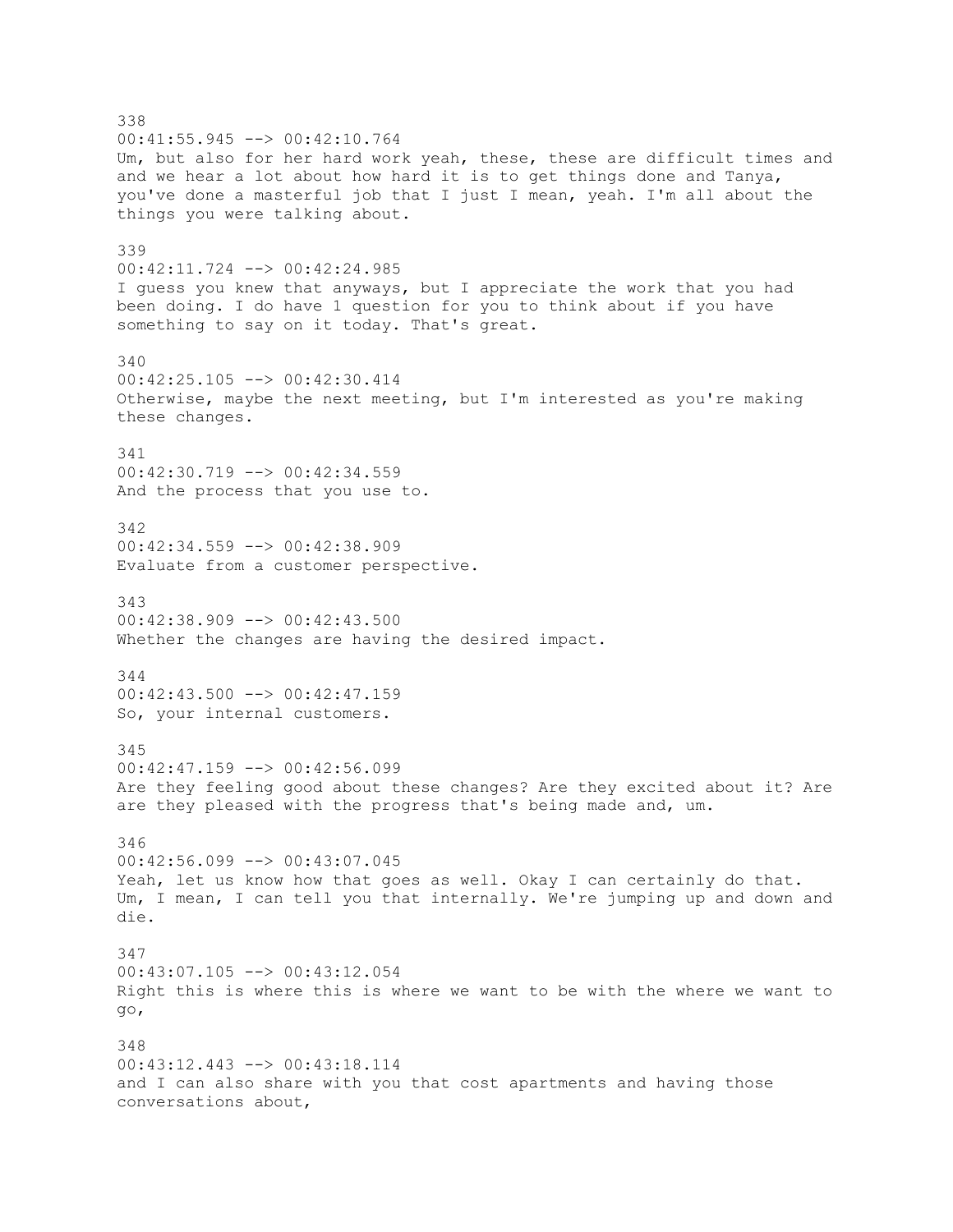338
00:41:55.945 --> 00:42:10.764
Um, but also for her hard work yeah, these, these are difficult times and and we hear a lot about how hard it is to get things done and Tanya, you've done a masterful job that I just I mean, yeah. I'm all about the things you were talking about.

339
00:42:11.724 --> 00:42:24.985
I guess you knew that anyways, but I appreciate the work that you had been doing. I do have 1 question for you to think about if you have something to say on it today. That's great.

340
00:42:25.105 --> 00:42:30.414
Otherwise, maybe the next meeting, but I'm interested as you're making these changes.

341
00:42:30.719 --> 00:42:34.559
And the process that you use to.

342
00:42:34.559 --> 00:42:38.909
Evaluate from a customer perspective.

343
00:42:38.909 --> 00:42:43.500
Whether the changes are having the desired impact.

344
00:42:43.500 --> 00:42:47.159
So, your internal customers.

345
00:42:47.159 --> 00:42:56.099
Are they feeling good about these changes? Are they excited about it? Are are they pleased with the progress that's being made and, um.

346
00:42:56.099 --> 00:43:07.045
Yeah, let us know how that goes as well. Okay I can certainly do that. Um, I mean, I can tell you that internally. We're jumping up and down and die.

347
00:43:07.105 --> 00:43:12.054
Right this is where this is where we want to be with the where we want to go,

348
00:43:12.443 --> 00:43:18.114
and I can also share with you that cost apartments and having those conversations about,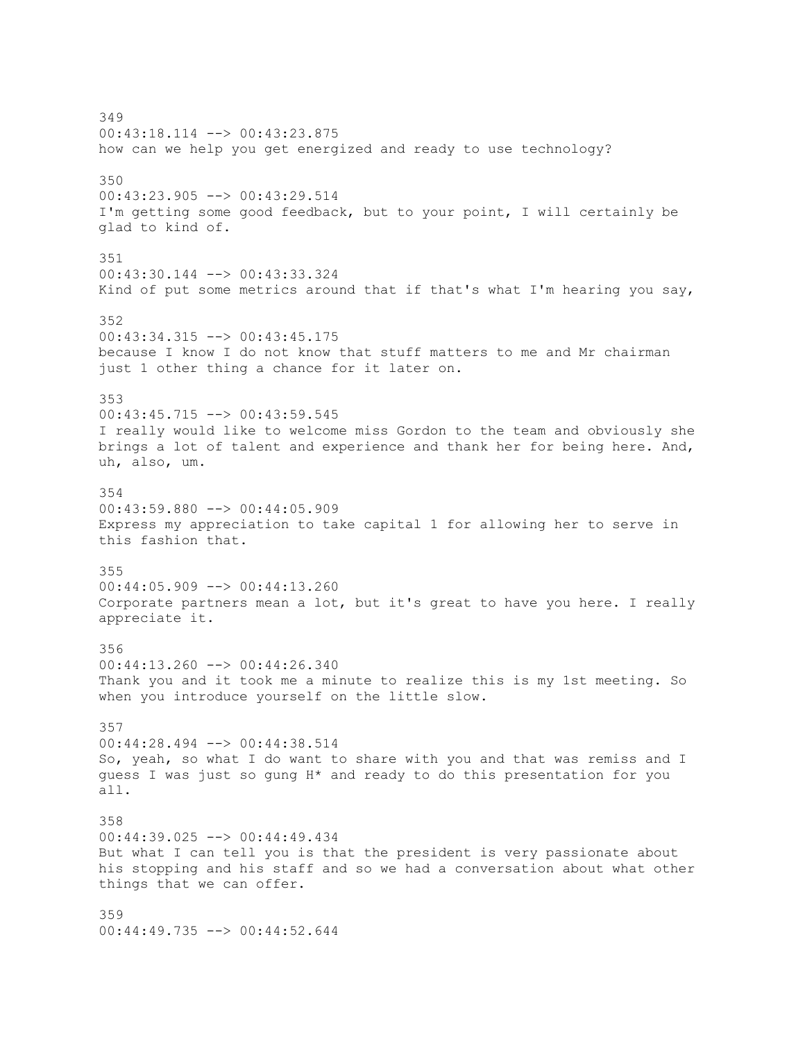349
00:43:18.114 --> 00:43:23.875
how can we help you get energized and ready to use technology?

350
00:43:23.905 --> 00:43:29.514
I'm getting some good feedback, but to your point, I will certainly be glad to kind of.

351
00:43:30.144 --> 00:43:33.324
Kind of put some metrics around that if that's what I'm hearing you say,

352
00:43:34.315 --> 00:43:45.175
because I know I do not know that stuff matters to me and Mr chairman just 1 other thing a chance for it later on.

353
00:43:45.715 --> 00:43:59.545
I really would like to welcome miss Gordon to the team and obviously she brings a lot of talent and experience and thank her for being here. And, uh, also, um.

354
00:43:59.880 --> 00:44:05.909
Express my appreciation to take capital 1 for allowing her to serve in this fashion that.

355
00:44:05.909 --> 00:44:13.260
Corporate partners mean a lot, but it's great to have you here. I really appreciate it.

356
00:44:13.260 --> 00:44:26.340
Thank you and it took me a minute to realize this is my 1st meeting. So when you introduce yourself on the little slow.

357
00:44:28.494 --> 00:44:38.514
So, yeah, so what I do want to share with you and that was remiss and I guess I was just so gung H* and ready to do this presentation for you all.

358
00:44:39.025 --> 00:44:49.434
But what I can tell you is that the president is very passionate about his stopping and his staff and so we had a conversation about what other things that we can offer.

359
00:44:49.735 --> 00:44:52.644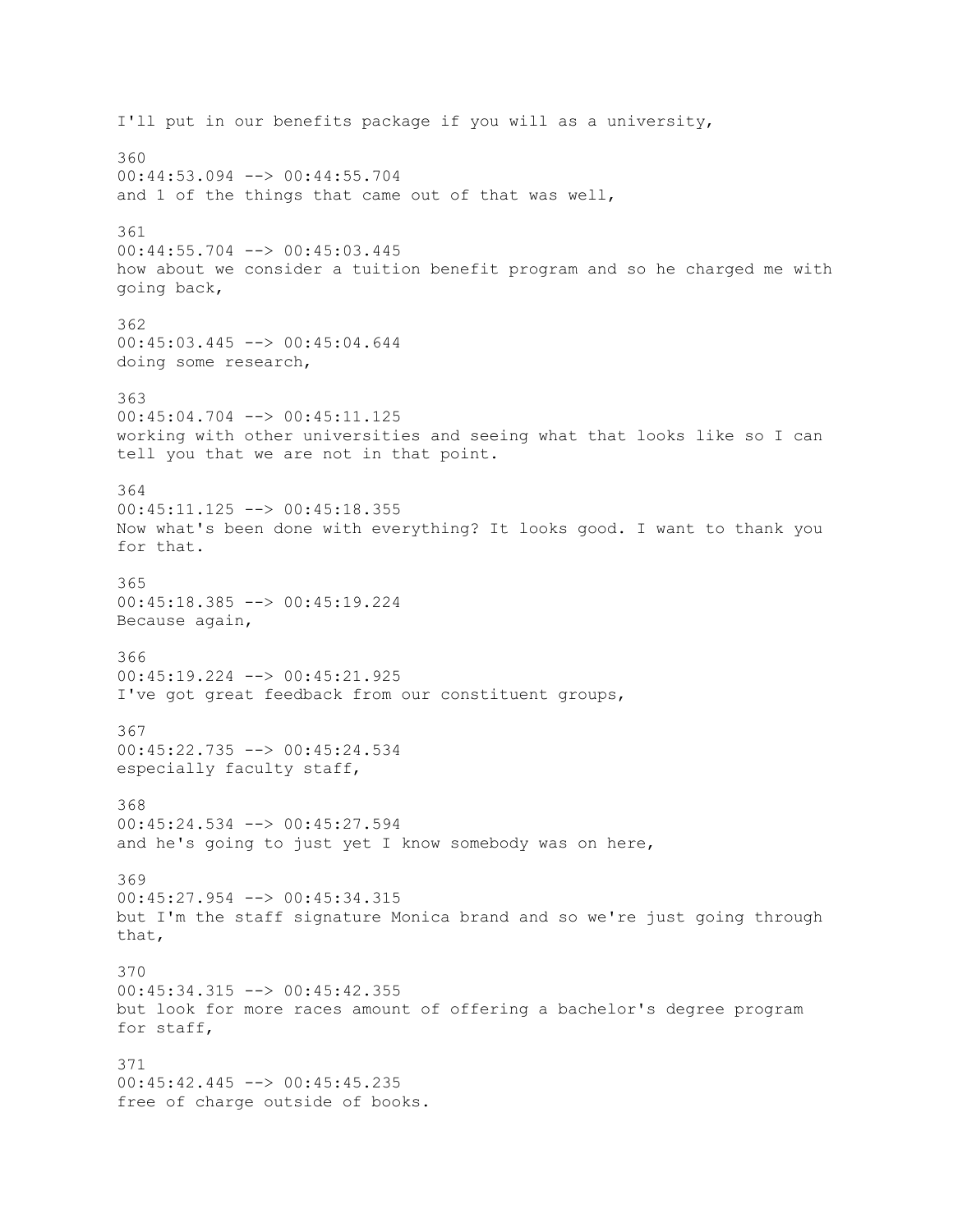I'll put in our benefits package if you will as a university,

360
00:44:53.094 --> 00:44:55.704
and 1 of the things that came out of that was well,

361
00:44:55.704 --> 00:45:03.445
how about we consider a tuition benefit program and so he charged me with going back,

362
00:45:03.445 --> 00:45:04.644
doing some research,

363
00:45:04.704 --> 00:45:11.125
working with other universities and seeing what that looks like so I can tell you that we are not in that point.

364
00:45:11.125 --> 00:45:18.355
Now what's been done with everything? It looks good. I want to thank you for that.

365
00:45:18.385 --> 00:45:19.224
Because again,

366
00:45:19.224 --> 00:45:21.925
I've got great feedback from our constituent groups,

367
00:45:22.735 --> 00:45:24.534
especially faculty staff,

368
00:45:24.534 --> 00:45:27.594
and he's going to just yet I know somebody was on here,

369
00:45:27.954 --> 00:45:34.315
but I'm the staff signature Monica brand and so we're just going through that,

370
00:45:34.315 --> 00:45:42.355
but look for more races amount of offering a bachelor's degree program for staff,

371
00:45:42.445 --> 00:45:45.235
free of charge outside of books.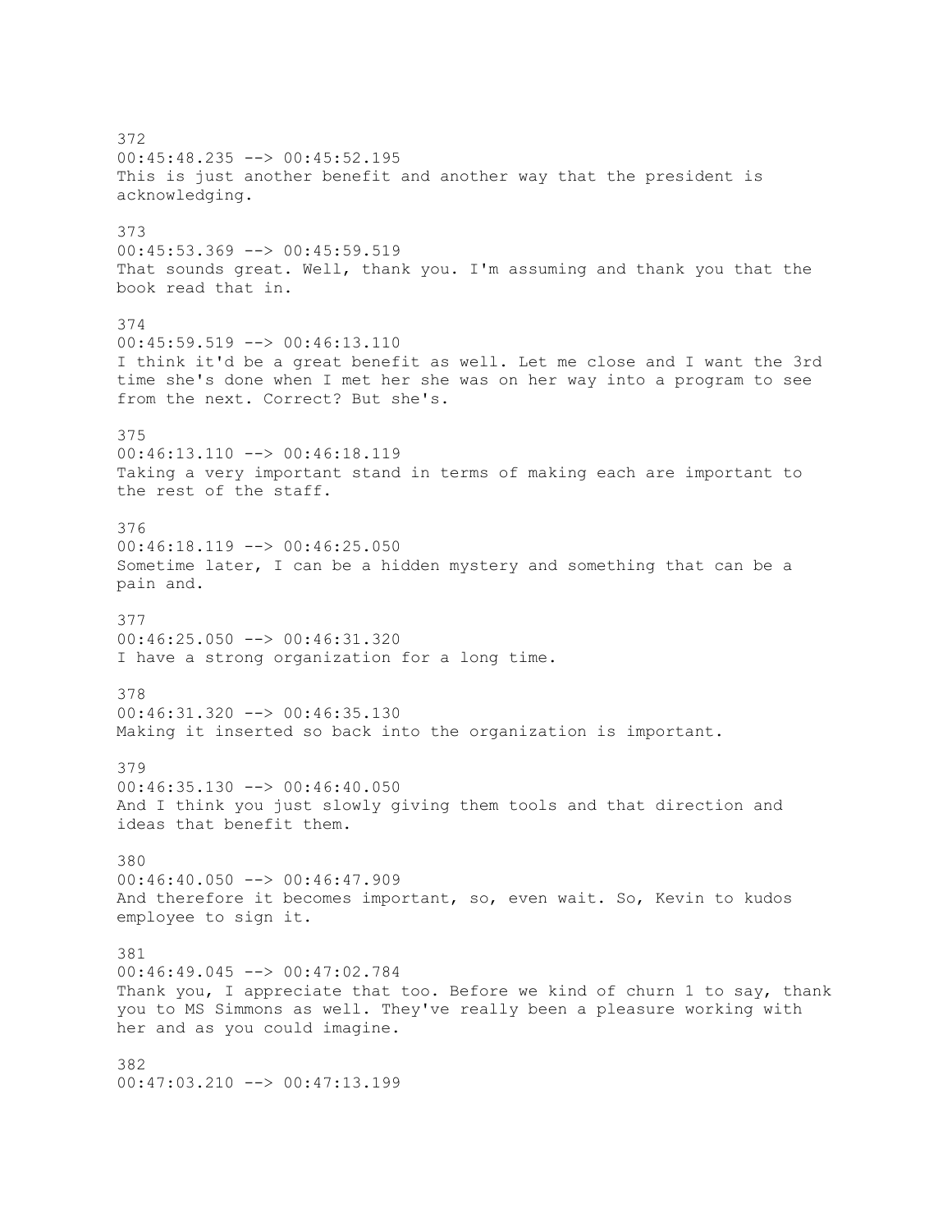372
00:45:48.235 --> 00:45:52.195
This is just another benefit and another way that the president is acknowledging.

373
00:45:53.369 --> 00:45:59.519
That sounds great. Well, thank you. I'm assuming and thank you that the book read that in.

374
00:45:59.519 --> 00:46:13.110
I think it'd be a great benefit as well. Let me close and I want the 3rd time she's done when I met her she was on her way into a program to see from the next. Correct? But she's.

375
00:46:13.110 --> 00:46:18.119
Taking a very important stand in terms of making each are important to the rest of the staff.

376
00:46:18.119 --> 00:46:25.050
Sometime later, I can be a hidden mystery and something that can be a pain and.

377
00:46:25.050 --> 00:46:31.320
I have a strong organization for a long time.

378
00:46:31.320 --> 00:46:35.130
Making it inserted so back into the organization is important.

379
00:46:35.130 --> 00:46:40.050
And I think you just slowly giving them tools and that direction and ideas that benefit them.

380
00:46:40.050 --> 00:46:47.909
And therefore it becomes important, so, even wait. So, Kevin to kudos employee to sign it.

381
00:46:49.045 --> 00:47:02.784
Thank you, I appreciate that too. Before we kind of churn 1 to say, thank you to MS Simmons as well. They've really been a pleasure working with her and as you could imagine.

382
00:47:03.210 --> 00:47:13.199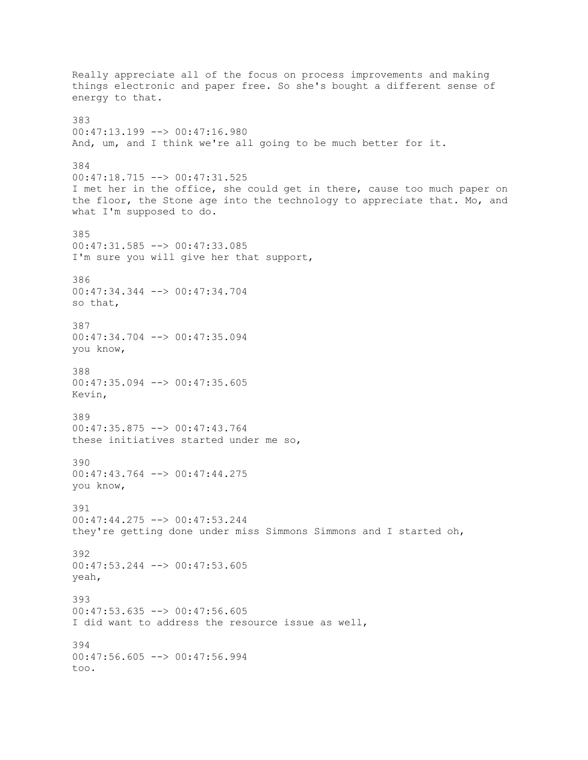Really appreciate all of the focus on process improvements and making things electronic and paper free. So she's bought a different sense of energy to that.

383
00:47:13.199 --> 00:47:16.980
And, um, and I think we're all going to be much better for it.

384
00:47:18.715 --> 00:47:31.525
I met her in the office, she could get in there, cause too much paper on the floor, the Stone age into the technology to appreciate that. Mo, and what I'm supposed to do.

385
00:47:31.585 --> 00:47:33.085
I'm sure you will give her that support,

386
00:47:34.344 --> 00:47:34.704
so that,

387
00:47:34.704 --> 00:47:35.094
you know,

388
00:47:35.094 --> 00:47:35.605
Kevin,

389
00:47:35.875 --> 00:47:43.764
these initiatives started under me so,

390
00:47:43.764 --> 00:47:44.275
you know,

391
00:47:44.275 --> 00:47:53.244
they're getting done under miss Simmons Simmons and I started oh,

392
00:47:53.244 --> 00:47:53.605
yeah,

393
00:47:53.635 --> 00:47:56.605
I did want to address the resource issue as well,

394
00:47:56.605 --> 00:47:56.994
too.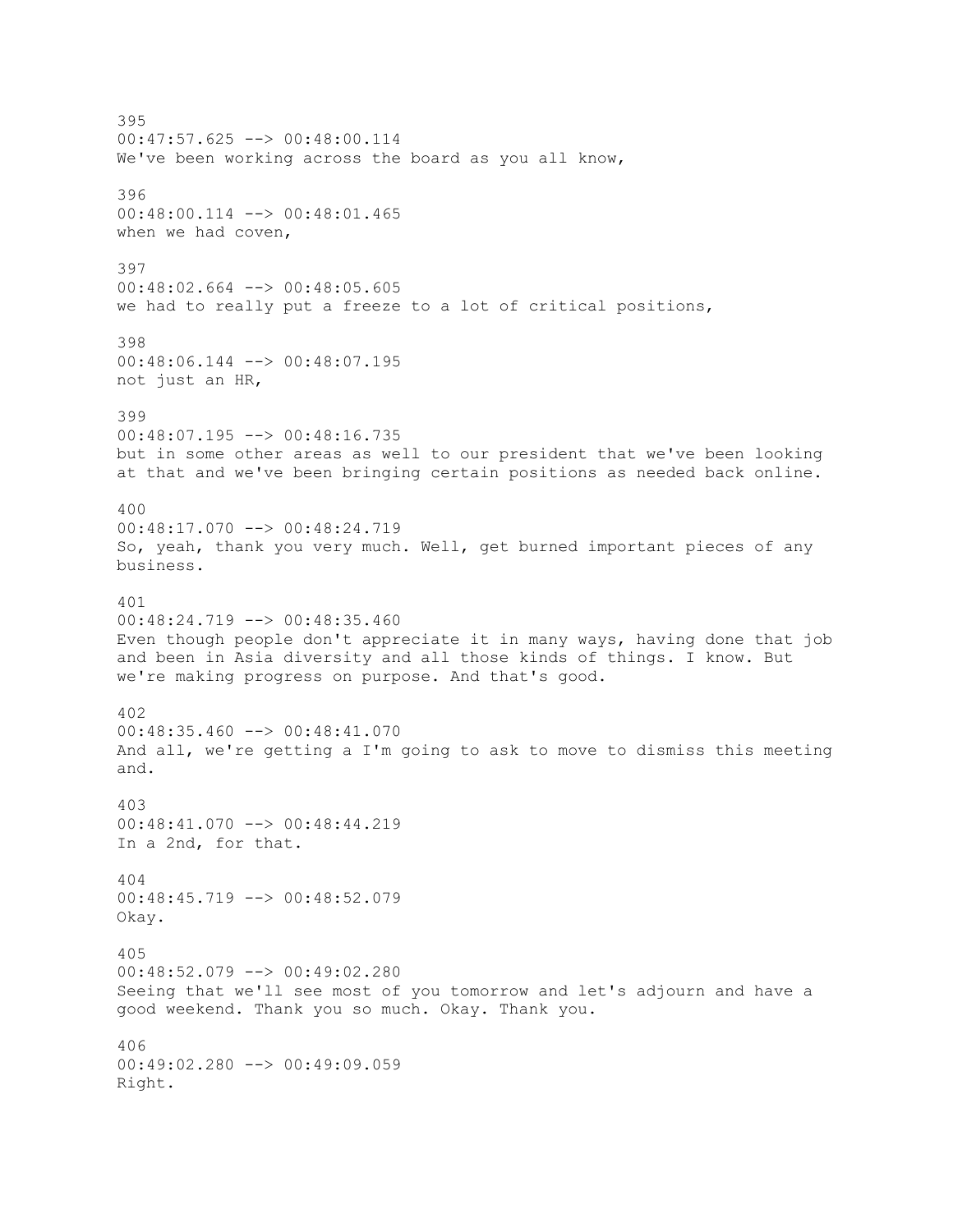395
00:47:57.625 --> 00:48:00.114
We've been working across the board as you all know,

396
00:48:00.114 --> 00:48:01.465
when we had coven,

397
00:48:02.664 --> 00:48:05.605
we had to really put a freeze to a lot of critical positions,

398
00:48:06.144 --> 00:48:07.195
not just an HR,

399
00:48:07.195 --> 00:48:16.735
but in some other areas as well to our president that we've been looking at that and we've been bringing certain positions as needed back online.

400
00:48:17.070 --> 00:48:24.719
So, yeah, thank you very much. Well, get burned important pieces of any business.

401
00:48:24.719 --> 00:48:35.460
Even though people don't appreciate it in many ways, having done that job and been in Asia diversity and all those kinds of things. I know. But we're making progress on purpose. And that's good.

402
00:48:35.460 --> 00:48:41.070
And all, we're getting a I'm going to ask to move to dismiss this meeting and.

403
00:48:41.070 --> 00:48:44.219
In a 2nd, for that.

404
00:48:45.719 --> 00:48:52.079
Okay.

405
00:48:52.079 --> 00:49:02.280
Seeing that we'll see most of you tomorrow and let's adjourn and have a good weekend. Thank you so much. Okay. Thank you.

406
00:49:02.280 --> 00:49:09.059
Right.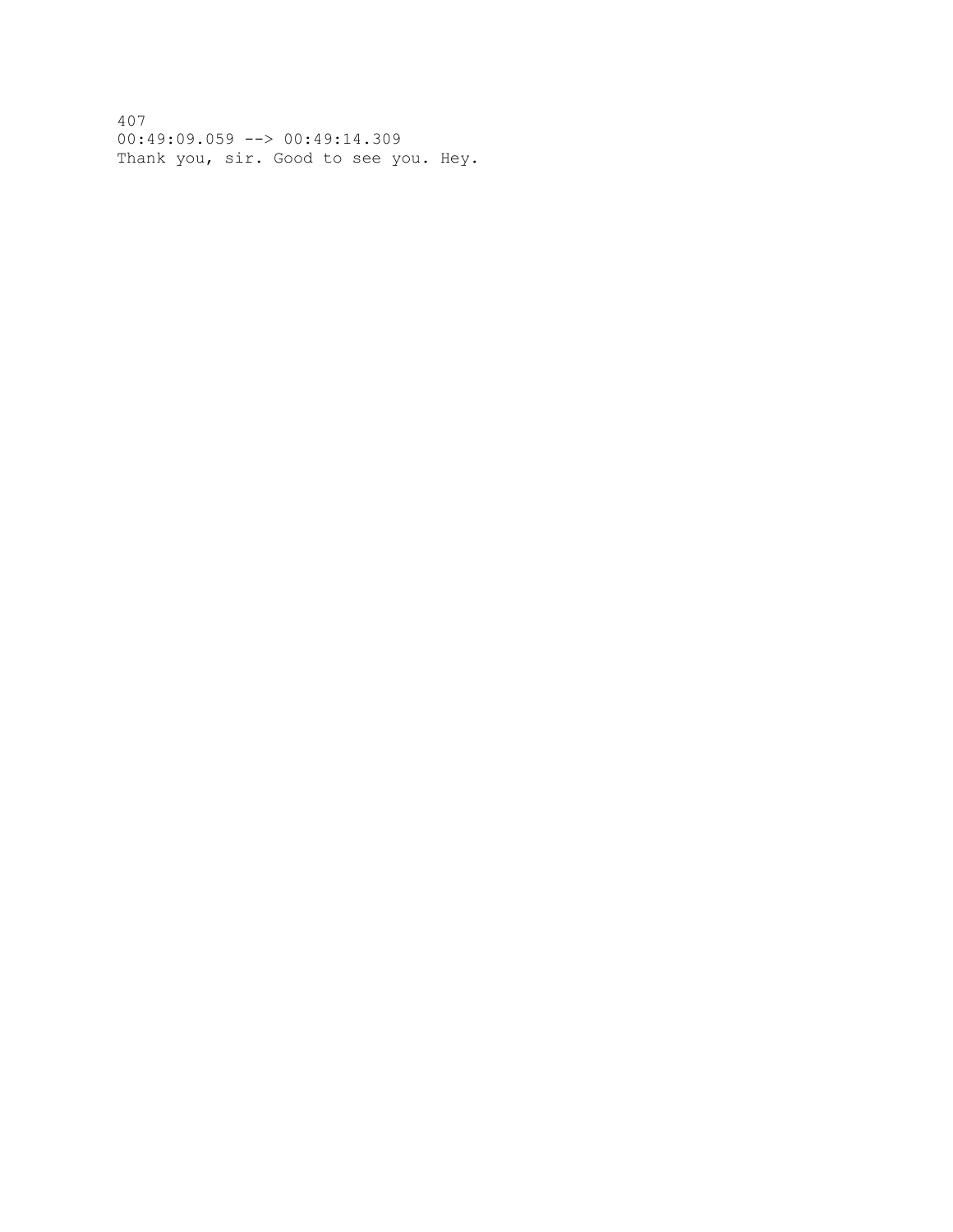407
00:49:09.059 --> 00:49:14.309
Thank you, sir. Good to see you. Hey.